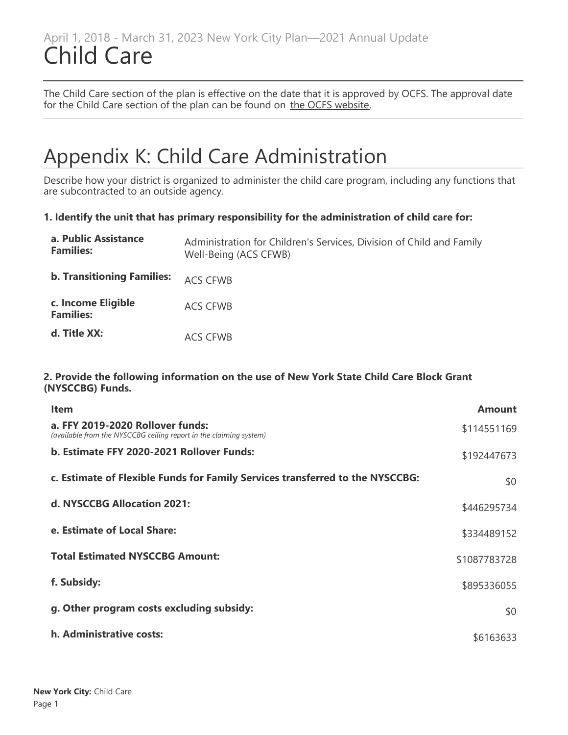April 1, 2018 - March 31, 2023 New York City Plan—2021 Annual Update

# Child Care

The Child Care section of the plan is effective on the date that it is approved by OCFS. The approval date for the Child Care section of the plan can be found on the OCFS website.

## Appendix K: Child Care Administration

Describe how your district is organized to administer the child care program, including any functions that are subcontracted to an outside agency.

**1. Identify the unit that has primary responsibility for the administration of child care for:**

| | |
|---|---|
| **a. Public Assistance Families:** | Administration for Children's Services, Division of Child and Family Well-Being (ACS CFWB) |
| **b. Transitioning Families:** | ACS CFWB |
| **c. Income Eligible Families:** | ACS CFWB |
| **d. Title XX:** | ACS CFWB |

**2. Provide the following information on the use of New York State Child Care Block Grant (NYSCCBG) Funds.**

| Item | Amount |
|---|---:|
| **a. FFY 2019-2020 Rollover funds:** *(available from the NYSCCBG ceiling report in the claiming system)* | $114551169 |
| **b. Estimate FFY 2020-2021 Rollover Funds:** | $192447673 |
| **c. Estimate of Flexible Funds for Family Services transferred to the NYSCCBG:** | $0 |
| **d. NYSCCBG Allocation 2021:** | $446295734 |
| **e. Estimate of Local Share:** | $334489152 |
| **Total Estimated NYSCCBG Amount:** | $1087783728 |
| **f. Subsidy:** | $895336055 |
| **g. Other program costs excluding subsidy:** | $0 |
| **h. Administrative costs:** | $6163633 |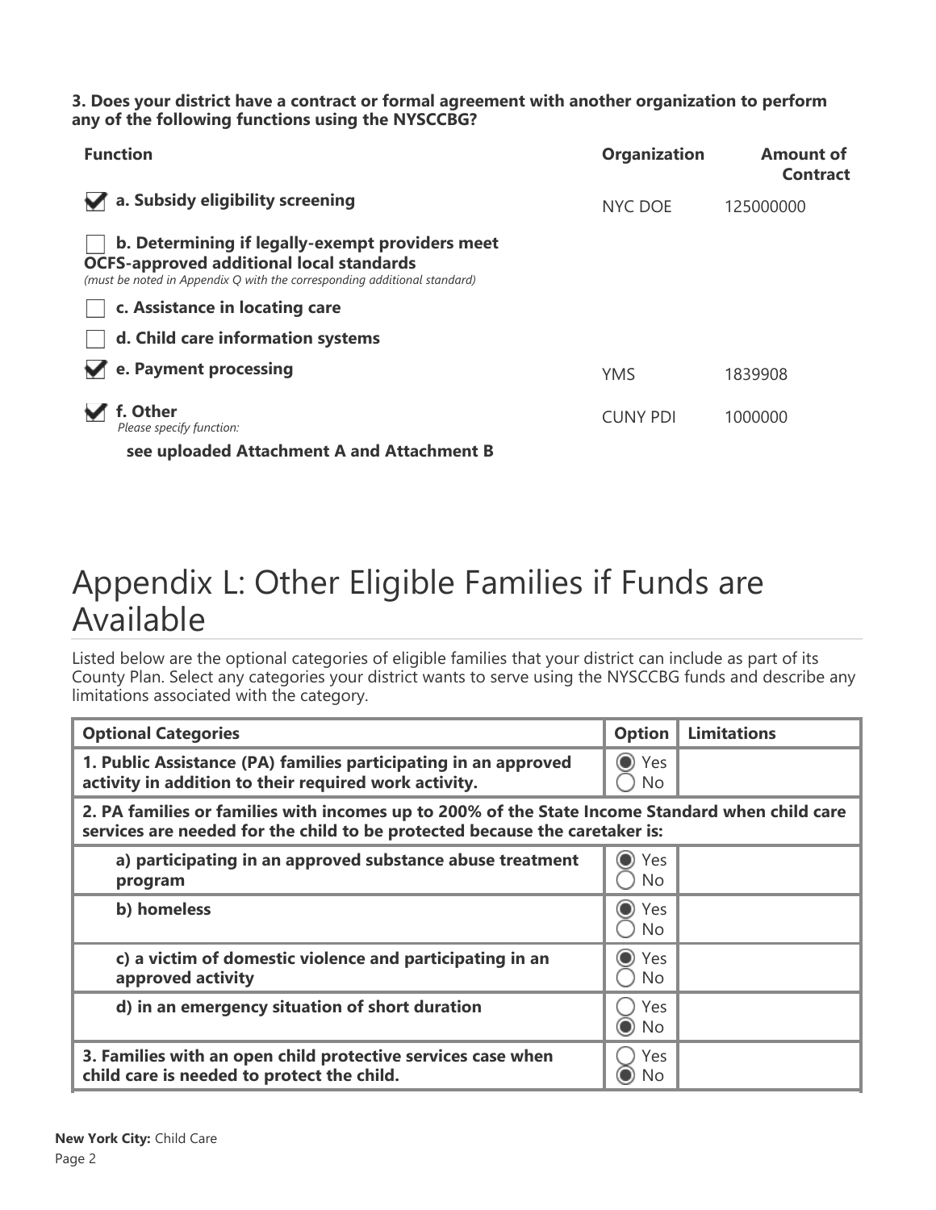**3. Does your district have a contract or formal agreement with another organization to perform any of the following functions using the NYSCCBG?**

| Function | Organization | Amount of Contract |
|---|---|---|
| ☑ **a. Subsidy eligibility screening** | NYC DOE | 125000000 |
| ☐ **b. Determining if legally-exempt providers meet OCFS-approved additional local standards** *(must be noted in Appendix Q with the corresponding additional standard)* | | |
| ☐ **c. Assistance in locating care** | | |
| ☐ **d. Child care information systems** | | |
| ☑ **e. Payment processing** | YMS | 1839908 |
| ☑ **f. Other** *Please specify function:* **see uploaded Attachment A and Attachment B** | CUNY PDI | 1000000 |

# Appendix L: Other Eligible Families if Funds are Available

Listed below are the optional categories of eligible families that your district can include as part of its County Plan. Select any categories your district wants to serve using the NYSCCBG funds and describe any limitations associated with the category.

| Optional Categories | Option | Limitations |
|---|---|---|
| **1. Public Assistance (PA) families participating in an approved activity in addition to their required work activity.** | ◉ Yes ◯ No | |
| **2. PA families or families with incomes up to 200% of the State Income Standard when child care services are needed for the child to be protected because the caretaker is:** | | |
| **a) participating in an approved substance abuse treatment program** | ◉ Yes ◯ No | |
| **b) homeless** | ◉ Yes ◯ No | |
| **c) a victim of domestic violence and participating in an approved activity** | ◉ Yes ◯ No | |
| **d) in an emergency situation of short duration** | ◯ Yes ◉ No | |
| **3. Families with an open child protective services case when child care is needed to protect the child.** | ◯ Yes ◉ No | |

**New York City:** Child Care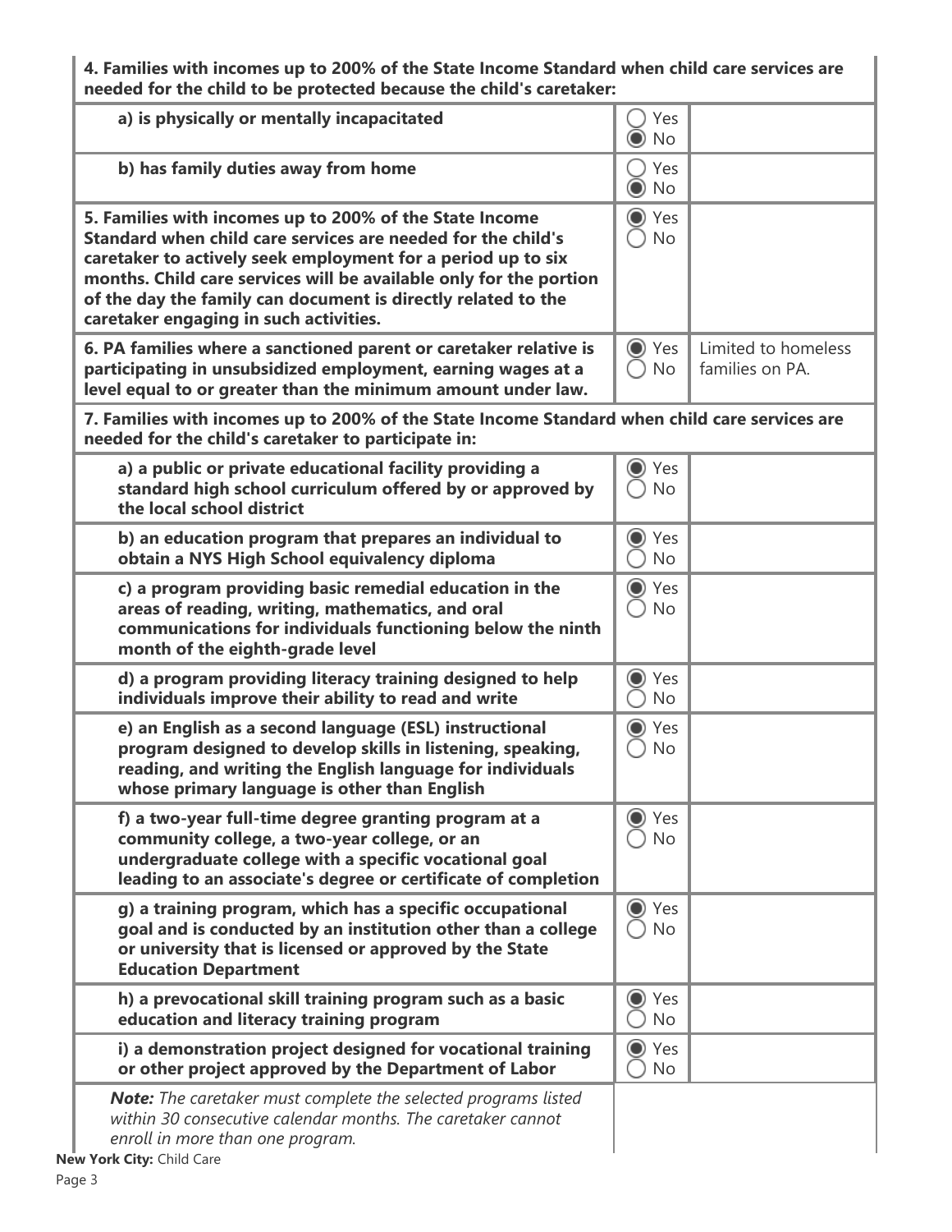| **4. Families with incomes up to 200% of the State Income Standard when child care services are needed for the child to be protected because the child's caretaker:** | | |
|---|---|---|
| **a) is physically or mentally incapacitated** | ○ Yes ◉ No | |
| **b) has family duties away from home** | ○ Yes ◉ No | |
| **5. Families with incomes up to 200% of the State Income Standard when child care services are needed for the child's caretaker to actively seek employment for a period up to six months. Child care services will be available only for the portion of the day the family can document is directly related to the caretaker engaging in such activities.** | ◉ Yes ○ No | |
| **6. PA families where a sanctioned parent or caretaker relative is participating in unsubsidized employment, earning wages at a level equal to or greater than the minimum amount under law.** | ◉ Yes ○ No | Limited to homeless families on PA. |
| **7. Families with incomes up to 200% of the State Income Standard when child care services are needed for the child's caretaker to participate in:** | | |
| **a) a public or private educational facility providing a standard high school curriculum offered by or approved by the local school district** | ◉ Yes ○ No | |
| **b) an education program that prepares an individual to obtain a NYS High School equivalency diploma** | ◉ Yes ○ No | |
| **c) a program providing basic remedial education in the areas of reading, writing, mathematics, and oral communications for individuals functioning below the ninth month of the eighth-grade level** | ◉ Yes ○ No | |
| **d) a program providing literacy training designed to help individuals improve their ability to read and write** | ◉ Yes ○ No | |
| **e) an English as a second language (ESL) instructional program designed to develop skills in listening, speaking, reading, and writing the English language for individuals whose primary language is other than English** | ◉ Yes ○ No | |
| **f) a two-year full-time degree granting program at a community college, a two-year college, or an undergraduate college with a specific vocational goal leading to an associate's degree or certificate of completion** | ◉ Yes ○ No | |
| **g) a training program, which has a specific occupational goal and is conducted by an institution other than a college or university that is licensed or approved by the State Education Department** | ◉ Yes ○ No | |
| **h) a prevocational skill training program such as a basic education and literacy training program** | ◉ Yes ○ No | |
| **i) a demonstration project designed for vocational training or other project approved by the Department of Labor** | ◉ Yes ○ No | |
| ***Note:*** *The caretaker must complete the selected programs listed within 30 consecutive calendar months. The caretaker cannot enroll in more than one program.* | | |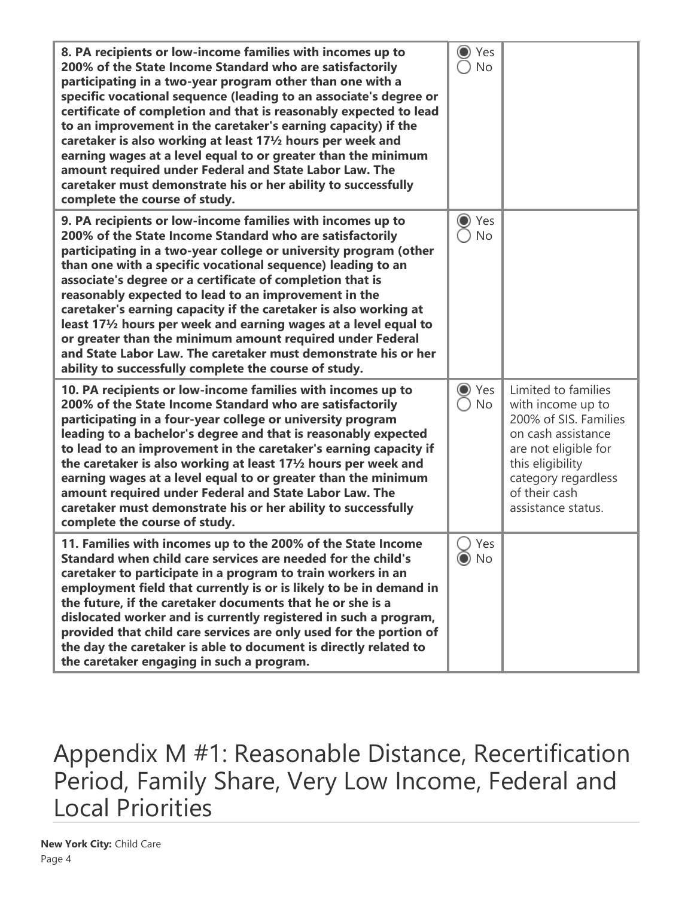| | | |
|---|---|---|
| **8. PA recipients or low-income families with incomes up to 200% of the State Income Standard who are satisfactorily participating in a two-year program other than one with a specific vocational sequence (leading to an associate's degree or certificate of completion and that is reasonably expected to lead to an improvement in the caretaker's earning capacity) if the caretaker is also working at least 17½ hours per week and earning wages at a level equal to or greater than the minimum amount required under Federal and State Labor Law. The caretaker must demonstrate his or her ability to successfully complete the course of study.** | ◉ Yes ◯ No | |
| **9. PA recipients or low-income families with incomes up to 200% of the State Income Standard who are satisfactorily participating in a two-year college or university program (other than one with a specific vocational sequence) leading to an associate's degree or a certificate of completion that is reasonably expected to lead to an improvement in the caretaker's earning capacity if the caretaker is also working at least 17½ hours per week and earning wages at a level equal to or greater than the minimum amount required under Federal and State Labor Law. The caretaker must demonstrate his or her ability to successfully complete the course of study.** | ◉ Yes ◯ No | |
| **10. PA recipients or low-income families with incomes up to 200% of the State Income Standard who are satisfactorily participating in a four-year college or university program leading to a bachelor's degree and that is reasonably expected to lead to an improvement in the caretaker's earning capacity if the caretaker is also working at least 17½ hours per week and earning wages at a level equal to or greater than the minimum amount required under Federal and State Labor Law. The caretaker must demonstrate his or her ability to successfully complete the course of study.** | ◉ Yes ◯ No | Limited to families with income up to 200% of SIS. Families on cash assistance are not eligible for this eligibility category regardless of their cash assistance status. |
| **11. Families with incomes up to the 200% of the State Income Standard when child care services are needed for the child's caretaker to participate in a program to train workers in an employment field that currently is or is likely to be in demand in the future, if the caretaker documents that he or she is a dislocated worker and is currently registered in such a program, provided that child care services are only used for the portion of the day the caretaker is able to document is directly related to the caretaker engaging in such a program.** | ◯ Yes ◉ No | |

# Appendix M #1: Reasonable Distance, Recertification Period, Family Share, Very Low Income, Federal and Local Priorities

**New York City:** Child Care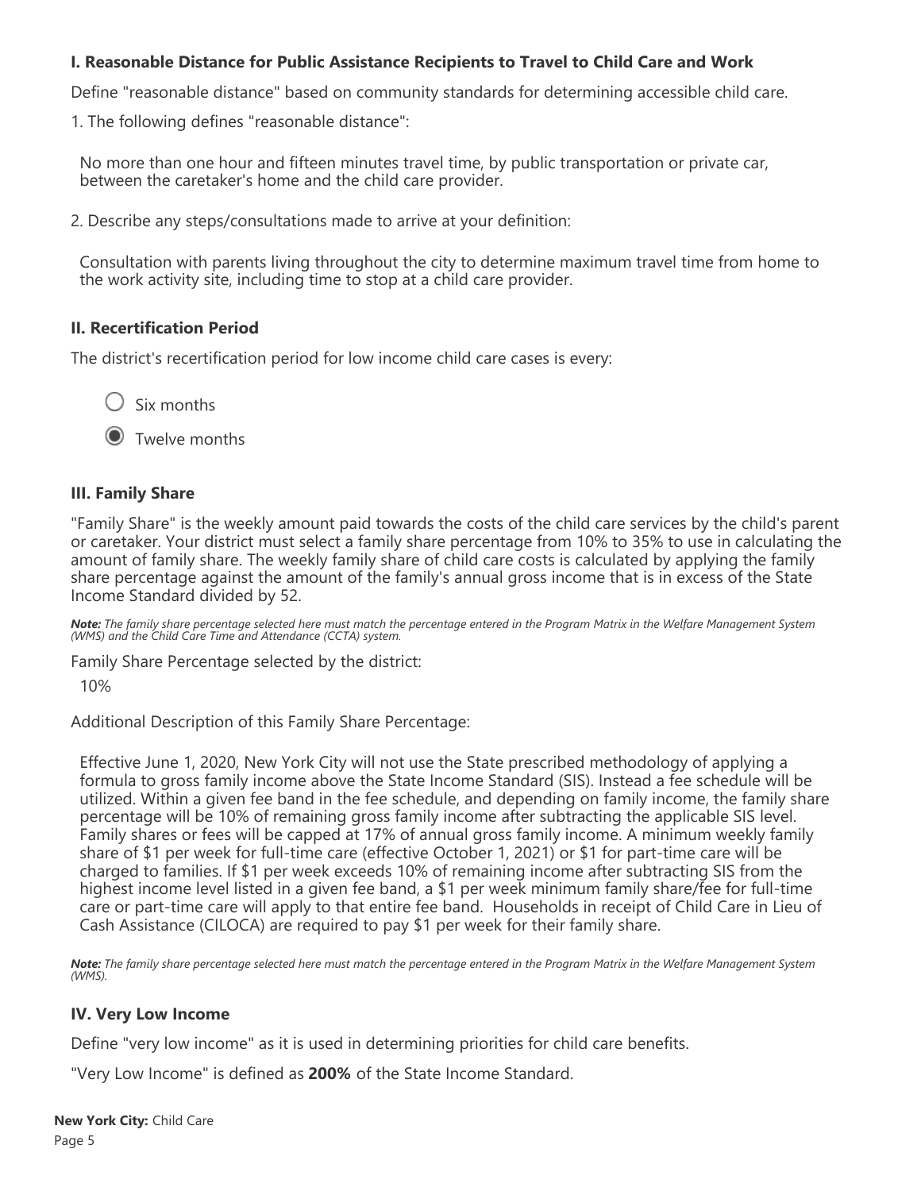## I. Reasonable Distance for Public Assistance Recipients to Travel to Child Care and Work

Define "reasonable distance" based on community standards for determining accessible child care.

1. The following defines "reasonable distance":

   No more than one hour and fifteen minutes travel time, by public transportation or private car, between the caretaker's home and the child care provider.

2. Describe any steps/consultations made to arrive at your definition:

   Consultation with parents living throughout the city to determine maximum travel time from home to the work activity site, including time to stop at a child care provider.

## II. Recertification Period

The district's recertification period for low income child care cases is every:

- ○ Six months
- ◉ Twelve months

## III. Family Share

"Family Share" is the weekly amount paid towards the costs of the child care services by the child's parent or caretaker. Your district must select a family share percentage from 10% to 35% to use in calculating the amount of family share. The weekly family share of child care costs is calculated by applying the family share percentage against the amount of the family's annual gross income that is in excess of the State Income Standard divided by 52.

***Note:** The family share percentage selected here must match the percentage entered in the Program Matrix in the Welfare Management System (WMS) and the Child Care Time and Attendance (CCTA) system.*

Family Share Percentage selected by the district:

10%

Additional Description of this Family Share Percentage:

Effective June 1, 2020, New York City will not use the State prescribed methodology of applying a formula to gross family income above the State Income Standard (SIS). Instead a fee schedule will be utilized. Within a given fee band in the fee schedule, and depending on family income, the family share percentage will be 10% of remaining gross family income after subtracting the applicable SIS level. Family shares or fees will be capped at 17% of annual gross family income. A minimum weekly family share of $1 per week for full-time care (effective October 1, 2021) or $1 for part-time care will be charged to families. If $1 per week exceeds 10% of remaining income after subtracting SIS from the highest income level listed in a given fee band, a $1 per week minimum family share/fee for full-time care or part-time care will apply to that entire fee band. Households in receipt of Child Care in Lieu of Cash Assistance (CILOCA) are required to pay $1 per week for their family share.

***Note:** The family share percentage selected here must match the percentage entered in the Program Matrix in the Welfare Management System (WMS).*

## IV. Very Low Income

Define "very low income" as it is used in determining priorities for child care benefits.

"Very Low Income" is defined as **200%** of the State Income Standard.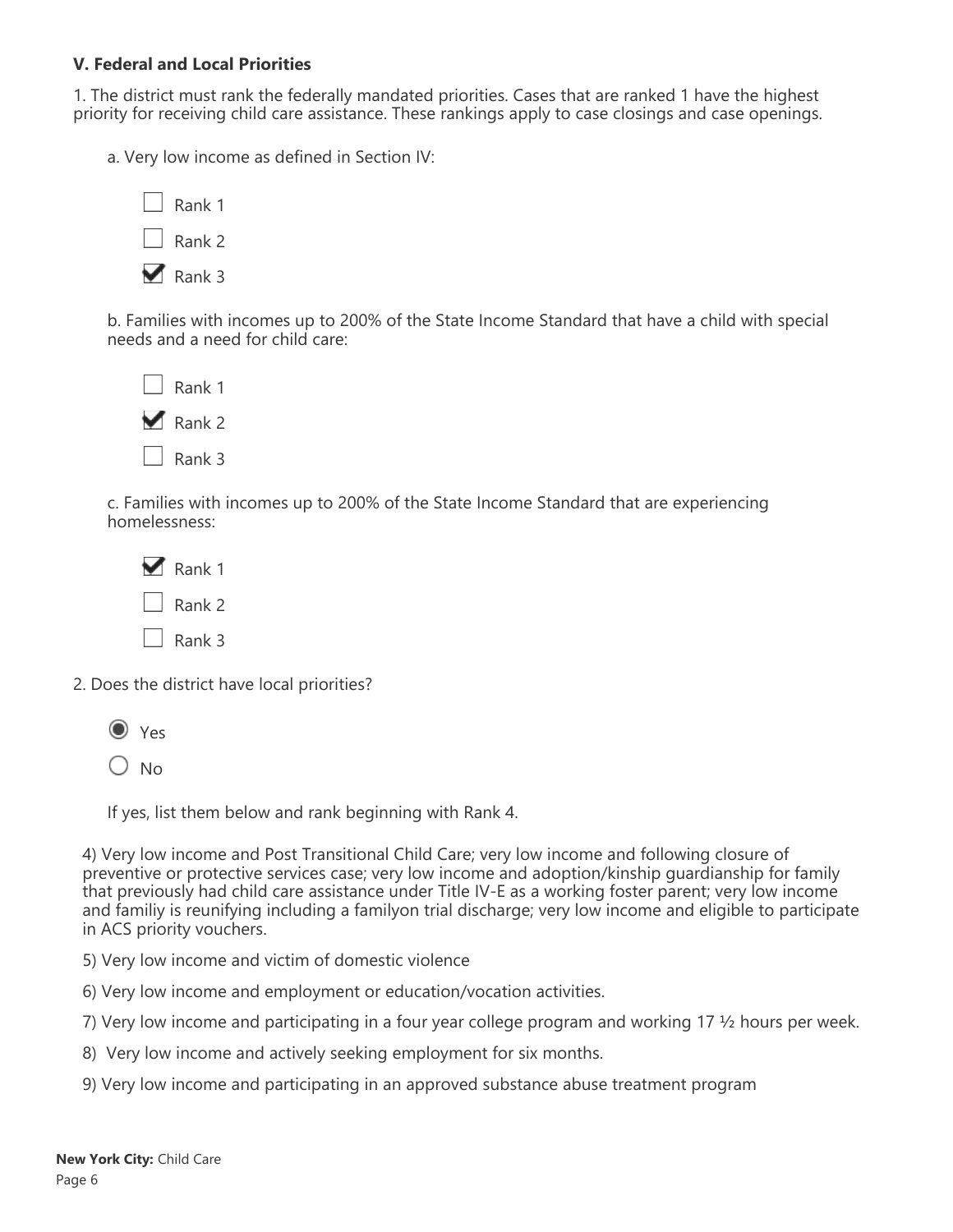### V. Federal and Local Priorities

1. The district must rank the federally mandated priorities. Cases that are ranked 1 have the highest priority for receiving child care assistance. These rankings apply to case closings and case openings.

a. Very low income as defined in Section IV:

- [ ] Rank 1
- [ ] Rank 2
- [x] Rank 3

b. Families with incomes up to 200% of the State Income Standard that have a child with special needs and a need for child care:

- [ ] Rank 1
- [x] Rank 2
- [ ] Rank 3

c. Families with incomes up to 200% of the State Income Standard that are experiencing homelessness:

- [x] Rank 1
- [ ] Rank 2
- [ ] Rank 3

2. Does the district have local priorities?

- (•) Yes
- ( ) No

If yes, list them below and rank beginning with Rank 4.

4) Very low income and Post Transitional Child Care; very low income and following closure of preventive or protective services case; very low income and adoption/kinship guardianship for family that previously had child care assistance under Title IV-E as a working foster parent; very low income and familiy is reunifying including a familyon trial discharge; very low income and eligible to participate in ACS priority vouchers.

5) Very low income and victim of domestic violence

6) Very low income and employment or education/vocation activities.

7) Very low income and participating in a four year college program and working 17 ½ hours per week.

8) Very low income and actively seeking employment for six months.

9) Very low income and participating in an approved substance abuse treatment program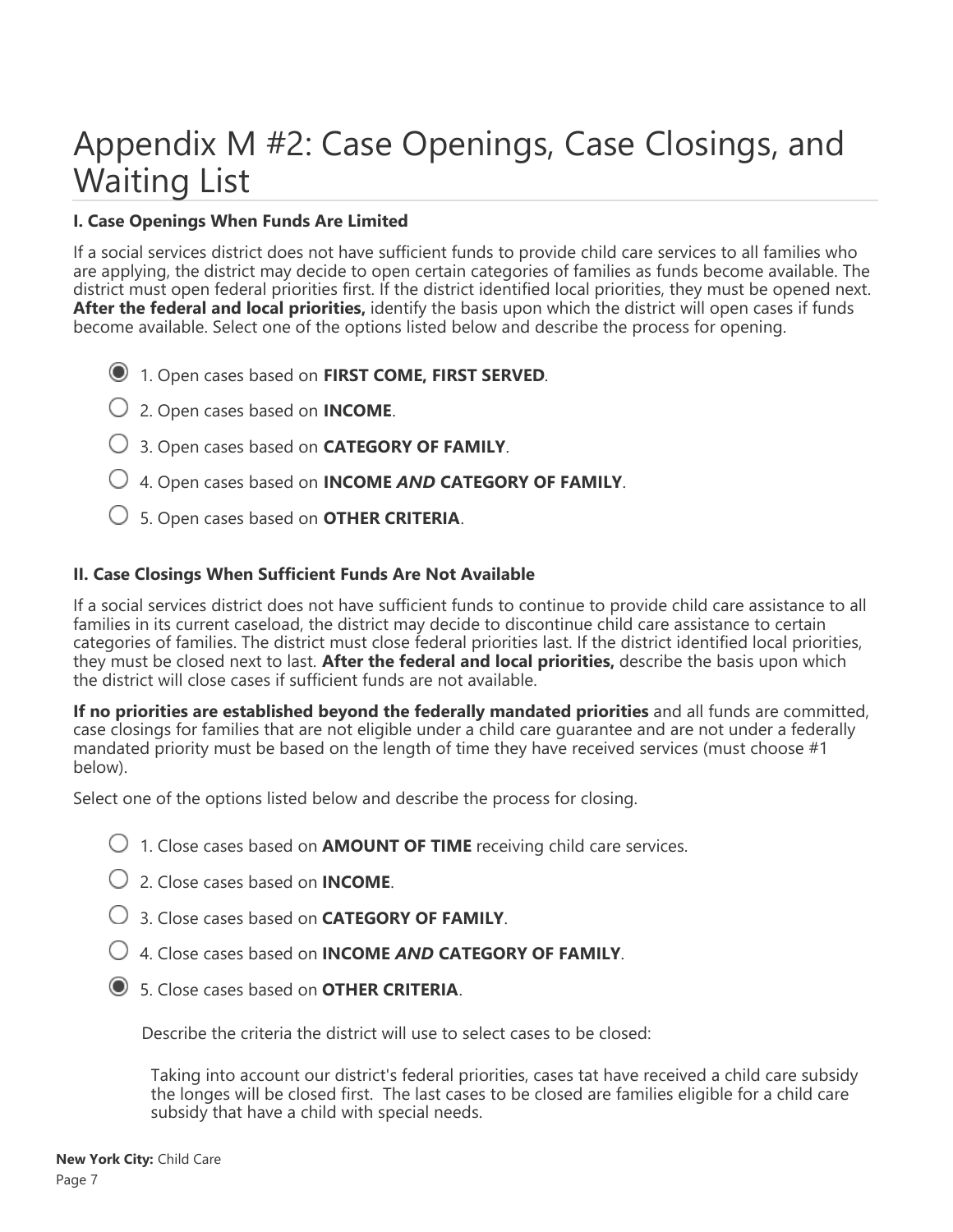# Appendix M #2: Case Openings, Case Closings, and Waiting List

**I. Case Openings When Funds Are Limited**

If a social services district does not have sufficient funds to provide child care services to all families who are applying, the district may decide to open certain categories of families as funds become available. The district must open federal priorities first. If the district identified local priorities, they must be opened next. **After the federal and local priorities,** identify the basis upon which the district will open cases if funds become available. Select one of the options listed below and describe the process for opening.

- (●) 1. Open cases based on **FIRST COME, FIRST SERVED**.
- ( ) 2. Open cases based on **INCOME**.
- ( ) 3. Open cases based on **CATEGORY OF FAMILY**.
- ( ) 4. Open cases based on **INCOME *AND* CATEGORY OF FAMILY**.
- ( ) 5. Open cases based on **OTHER CRITERIA**.

**II. Case Closings When Sufficient Funds Are Not Available**

If a social services district does not have sufficient funds to continue to provide child care assistance to all families in its current caseload, the district may decide to discontinue child care assistance to certain categories of families. The district must close federal priorities last. If the district identified local priorities, they must be closed next to last. **After the federal and local priorities,** describe the basis upon which the district will close cases if sufficient funds are not available.

**If no priorities are established beyond the federally mandated priorities** and all funds are committed, case closings for families that are not eligible under a child care guarantee and are not under a federally mandated priority must be based on the length of time they have received services (must choose #1 below).

Select one of the options listed below and describe the process for closing.

- ( ) 1. Close cases based on **AMOUNT OF TIME** receiving child care services.
- ( ) 2. Close cases based on **INCOME**.
- ( ) 3. Close cases based on **CATEGORY OF FAMILY**.
- ( ) 4. Close cases based on **INCOME *AND* CATEGORY OF FAMILY**.
- (●) 5. Close cases based on **OTHER CRITERIA**.

  Describe the criteria the district will use to select cases to be closed:

  Taking into account our district's federal priorities, cases tat have received a child care subsidy the longes will be closed first. The last cases to be closed are families eligible for a child care subsidy that have a child with special needs.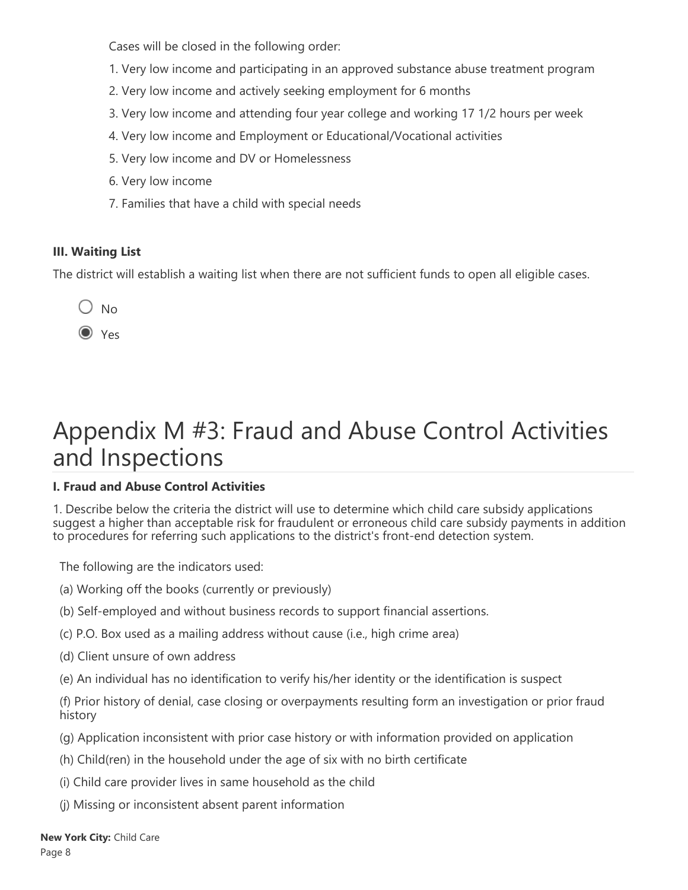Cases will be closed in the following order:

1. Very low income and participating in an approved substance abuse treatment program
2. Very low income and actively seeking employment for 6 months
3. Very low income and attending four year college and working 17 1/2 hours per week
4. Very low income and Employment or Educational/Vocational activities
5. Very low income and DV or Homelessness
6. Very low income
7. Families that have a child with special needs

**III. Waiting List**

The district will establish a waiting list when there are not sufficient funds to open all eligible cases.

○ No

◉ Yes

# Appendix M #3: Fraud and Abuse Control Activities and Inspections

**I. Fraud and Abuse Control Activities**

1. Describe below the criteria the district will use to determine which child care subsidy applications suggest a higher than acceptable risk for fraudulent or erroneous child care subsidy payments in addition to procedures for referring such applications to the district's front-end detection system.

The following are the indicators used:

(a) Working off the books (currently or previously)

(b) Self-employed and without business records to support financial assertions.

(c) P.O. Box used as a mailing address without cause (i.e., high crime area)

(d) Client unsure of own address

(e) An individual has no identification to verify his/her identity or the identification is suspect

(f) Prior history of denial, case closing or overpayments resulting form an investigation or prior fraud history

(g) Application inconsistent with prior case history or with information provided on application

(h) Child(ren) in the household under the age of six with no birth certificate

(i) Child care provider lives in same household as the child

(j) Missing or inconsistent absent parent information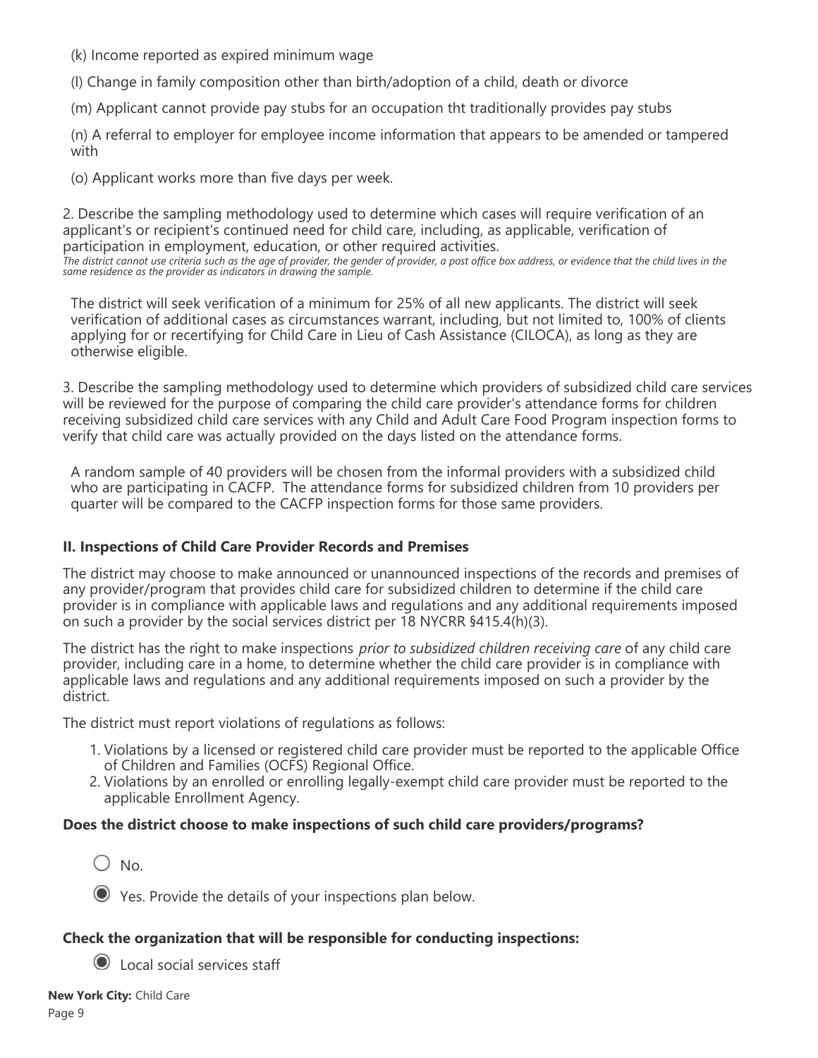(k) Income reported as expired minimum wage

(l) Change in family composition other than birth/adoption of a child, death or divorce

(m) Applicant cannot provide pay stubs for an occupation tht traditionally provides pay stubs

(n) A referral to employer for employee income information that appears to be amended or tampered with

(o) Applicant works more than five days per week.

2. Describe the sampling methodology used to determine which cases will require verification of an applicant's or recipient's continued need for child care, including, as applicable, verification of participation in employment, education, or other required activities.
*The district cannot use criteria such as the age of provider, the gender of provider, a post office box address, or evidence that the child lives in the same residence as the provider as indicators in drawing the sample.*

The district will seek verification of a minimum for 25% of all new applicants. The district will seek verification of additional cases as circumstances warrant, including, but not limited to, 100% of clients applying for or recertifying for Child Care in Lieu of Cash Assistance (CILOCA), as long as they are otherwise eligible.

3. Describe the sampling methodology used to determine which providers of subsidized child care services will be reviewed for the purpose of comparing the child care provider's attendance forms for children receiving subsidized child care services with any Child and Adult Care Food Program inspection forms to verify that child care was actually provided on the days listed on the attendance forms.

A random sample of 40 providers will be chosen from the informal providers with a subsidized child who are participating in CACFP. The attendance forms for subsidized children from 10 providers per quarter will be compared to the CACFP inspection forms for those same providers.

### II. Inspections of Child Care Provider Records and Premises

The district may choose to make announced or unannounced inspections of the records and premises of any provider/program that provides child care for subsidized children to determine if the child care provider is in compliance with applicable laws and regulations and any additional requirements imposed on such a provider by the social services district per 18 NYCRR §415.4(h)(3).

The district has the right to make inspections *prior to subsidized children receiving care* of any child care provider, including care in a home, to determine whether the child care provider is in compliance with applicable laws and regulations and any additional requirements imposed on such a provider by the district.

The district must report violations of regulations as follows:

1. Violations by a licensed or registered child care provider must be reported to the applicable Office of Children and Families (OCFS) Regional Office.
2. Violations by an enrolled or enrolling legally-exempt child care provider must be reported to the applicable Enrollment Agency.

**Does the district choose to make inspections of such child care providers/programs?**

○ No.

◉ Yes. Provide the details of your inspections plan below.

**Check the organization that will be responsible for conducting inspections:**

◉ Local social services staff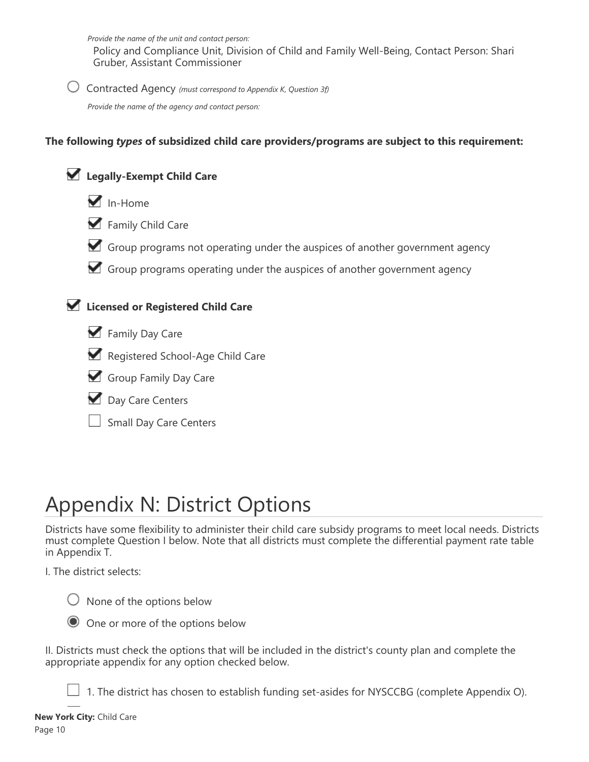*Provide the name of the unit and contact person:*

Policy and Compliance Unit, Division of Child and Family Well-Being, Contact Person: Shari Gruber, Assistant Commissioner

○ Contracted Agency *(must correspond to Appendix K, Question 3f)*

*Provide the name of the agency and contact person:*

**The following *types* of subsidized child care providers/programs are subject to this requirement:**

- [x] **Legally-Exempt Child Care**
  - [x] In-Home
  - [x] Family Child Care
  - [x] Group programs not operating under the auspices of another government agency
  - [x] Group programs operating under the auspices of another government agency
- [x] **Licensed or Registered Child Care**
  - [x] Family Day Care
  - [x] Registered School-Age Child Care
  - [x] Group Family Day Care
  - [x] Day Care Centers
  - [ ] Small Day Care Centers

# Appendix N: District Options

Districts have some flexibility to administer their child care subsidy programs to meet local needs. Districts must complete Question I below. Note that all districts must complete the differential payment rate table in Appendix T.

I. The district selects:

○ None of the options below

◉ One or more of the options below

II. Districts must check the options that will be included in the district's county plan and complete the appropriate appendix for any option checked below.

- [ ] 1. The district has chosen to establish funding set-asides for NYSCCBG (complete Appendix O).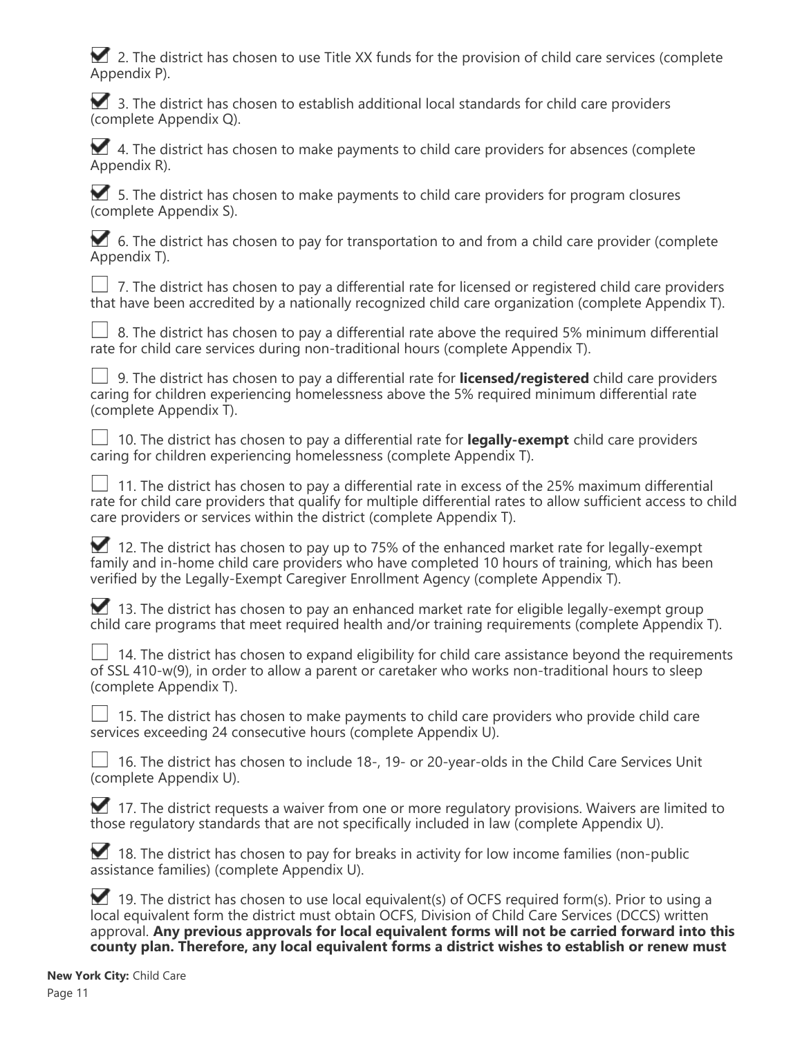☑ 2. The district has chosen to use Title XX funds for the provision of child care services (complete Appendix P).

☑ 3. The district has chosen to establish additional local standards for child care providers (complete Appendix Q).

☑ 4. The district has chosen to make payments to child care providers for absences (complete Appendix R).

☑ 5. The district has chosen to make payments to child care providers for program closures (complete Appendix S).

☑ 6. The district has chosen to pay for transportation to and from a child care provider (complete Appendix T).

☐ 7. The district has chosen to pay a differential rate for licensed or registered child care providers that have been accredited by a nationally recognized child care organization (complete Appendix T).

☐ 8. The district has chosen to pay a differential rate above the required 5% minimum differential rate for child care services during non-traditional hours (complete Appendix T).

☐ 9. The district has chosen to pay a differential rate for **licensed/registered** child care providers caring for children experiencing homelessness above the 5% required minimum differential rate (complete Appendix T).

☐ 10. The district has chosen to pay a differential rate for **legally-exempt** child care providers caring for children experiencing homelessness (complete Appendix T).

☐ 11. The district has chosen to pay a differential rate in excess of the 25% maximum differential rate for child care providers that qualify for multiple differential rates to allow sufficient access to child care providers or services within the district (complete Appendix T).

☑ 12. The district has chosen to pay up to 75% of the enhanced market rate for legally-exempt family and in-home child care providers who have completed 10 hours of training, which has been verified by the Legally-Exempt Caregiver Enrollment Agency (complete Appendix T).

☑ 13. The district has chosen to pay an enhanced market rate for eligible legally-exempt group child care programs that meet required health and/or training requirements (complete Appendix T).

☐ 14. The district has chosen to expand eligibility for child care assistance beyond the requirements of SSL 410-w(9), in order to allow a parent or caretaker who works non-traditional hours to sleep (complete Appendix T).

☐ 15. The district has chosen to make payments to child care providers who provide child care services exceeding 24 consecutive hours (complete Appendix U).

☐ 16. The district has chosen to include 18-, 19- or 20-year-olds in the Child Care Services Unit (complete Appendix U).

☑ 17. The district requests a waiver from one or more regulatory provisions. Waivers are limited to those regulatory standards that are not specifically included in law (complete Appendix U).

☑ 18. The district has chosen to pay for breaks in activity for low income families (non-public assistance families) (complete Appendix U).

☑ 19. The district has chosen to use local equivalent(s) of OCFS required form(s). Prior to using a local equivalent form the district must obtain OCFS, Division of Child Care Services (DCCS) written approval. **Any previous approvals for local equivalent forms will not be carried forward into this county plan. Therefore, any local equivalent forms a district wishes to establish or renew must**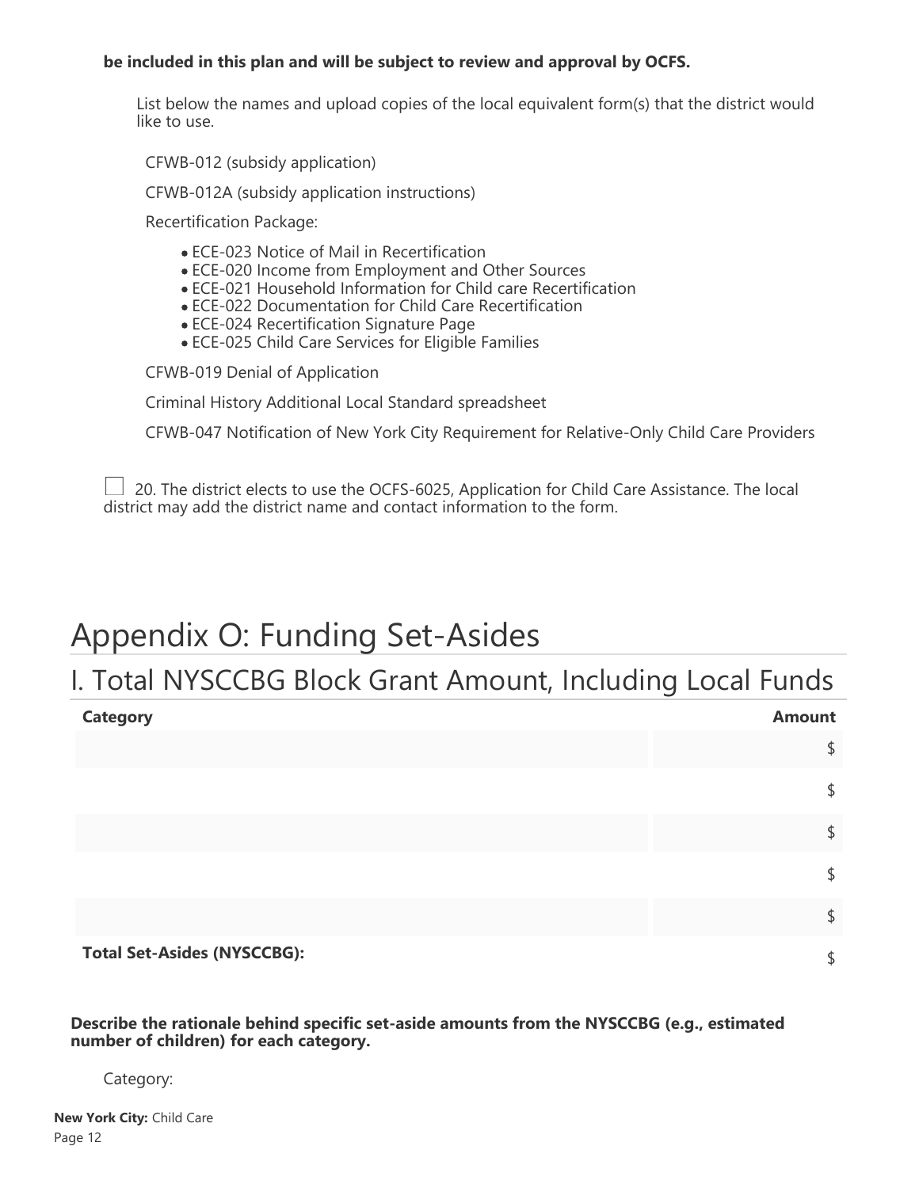**be included in this plan and will be subject to review and approval by OCFS.**

List below the names and upload copies of the local equivalent form(s) that the district would like to use.

CFWB-012 (subsidy application)

CFWB-012A (subsidy application instructions)

Recertification Package:

- ECE-023 Notice of Mail in Recertification
- ECE-020 Income from Employment and Other Sources
- ECE-021 Household Information for Child care Recertification
- ECE-022 Documentation for Child Care Recertification
- ECE-024 Recertification Signature Page
- ECE-025 Child Care Services for Eligible Families

CFWB-019 Denial of Application

Criminal History Additional Local Standard spreadsheet

CFWB-047 Notification of New York City Requirement for Relative-Only Child Care Providers

☐ 20. The district elects to use the OCFS-6025, Application for Child Care Assistance. The local district may add the district name and contact information to the form.

# Appendix O: Funding Set-Asides

## I. Total NYSCCBG Block Grant Amount, Including Local Funds

| Category | Amount |
|---|---|
| | $ |
| | $ |
| | $ |
| | $ |
| | $ |
| **Total Set-Asides (NYSCCBG):** | $ |

**Describe the rationale behind specific set-aside amounts from the NYSCCBG (e.g., estimated number of children) for each category.**

Category: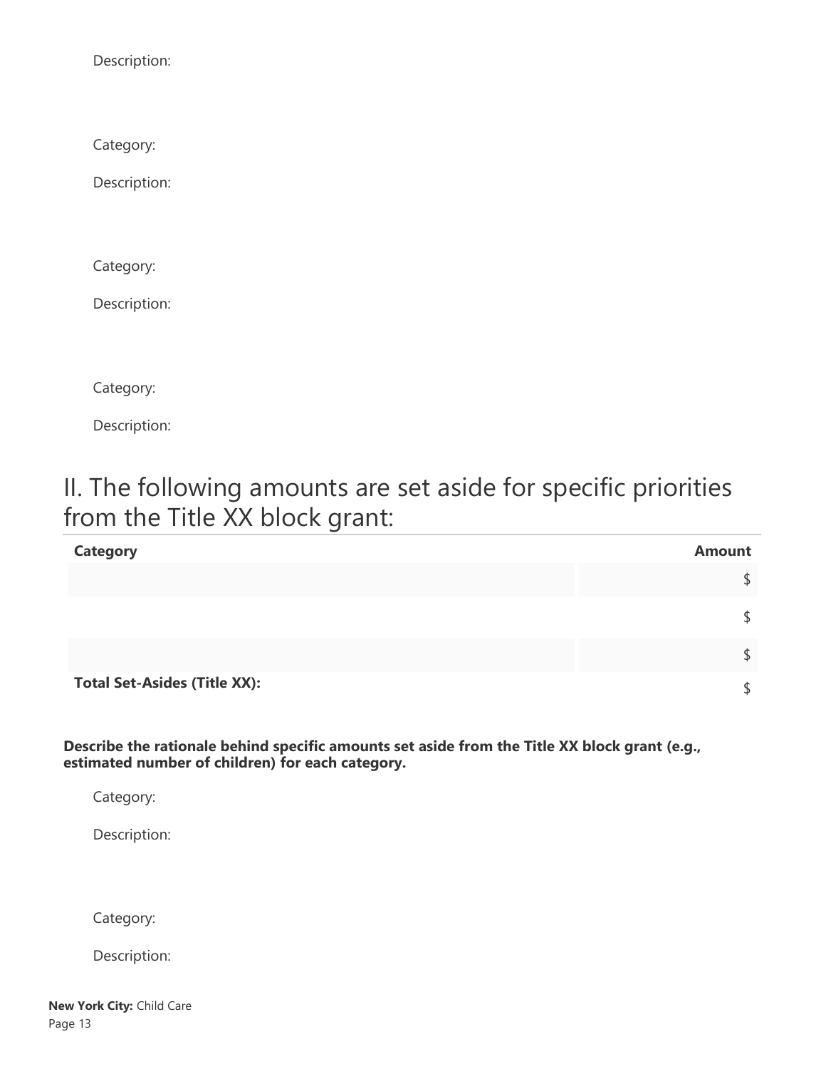Description:

Category:

Description:

Category:

Description:

Category:

Description:

## II. The following amounts are set aside for specific priorities from the Title XX block grant:

| Category | Amount |
| --- | --- |
| | $ |
| | $ |
| | $ |
| **Total Set-Asides (Title XX):** | $ |

**Describe the rationale behind specific amounts set aside from the Title XX block grant (e.g., estimated number of children) for each category.**

Category:

Description:

Category:

Description: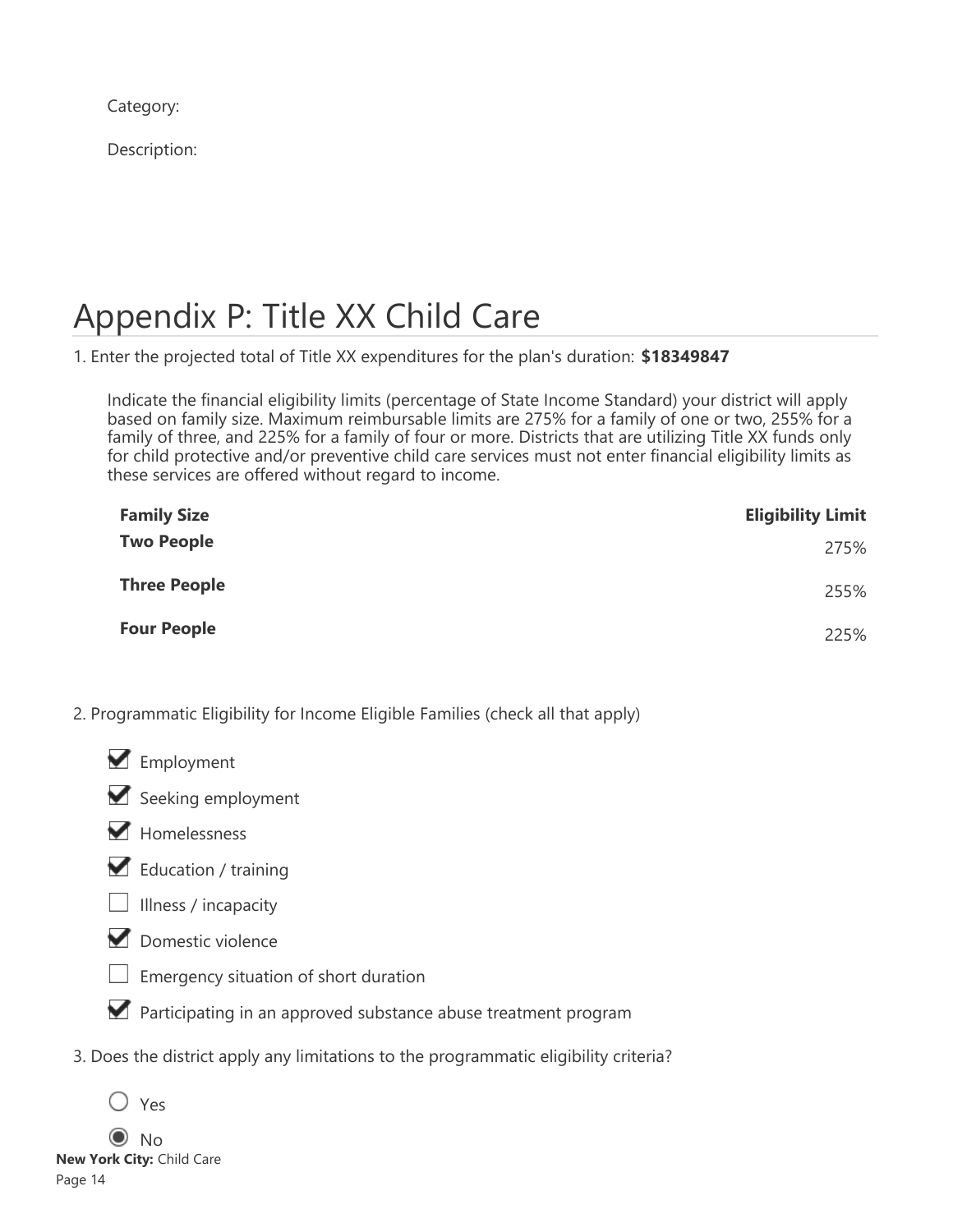Category:

Description:

# Appendix P: Title XX Child Care

1. Enter the projected total of Title XX expenditures for the plan's duration: **$18349847**

Indicate the financial eligibility limits (percentage of State Income Standard) your district will apply based on family size. Maximum reimbursable limits are 275% for a family of one or two, 255% for a family of three, and 225% for a family of four or more. Districts that are utilizing Title XX funds only for child protective and/or preventive child care services must not enter financial eligibility limits as these services are offered without regard to income.

| Family Size | Eligibility Limit |
|---|---|
| **Two People** | 275% |
| **Three People** | 255% |
| **Four People** | 225% |

2. Programmatic Eligibility for Income Eligible Families (check all that apply)

- [x] Employment
- [x] Seeking employment
- [x] Homelessness
- [x] Education / training
- [ ] Illness / incapacity
- [x] Domestic violence
- [ ] Emergency situation of short duration
- [x] Participating in an approved substance abuse treatment program

3. Does the district apply any limitations to the programmatic eligibility criteria?

- ○ Yes
- ◉ No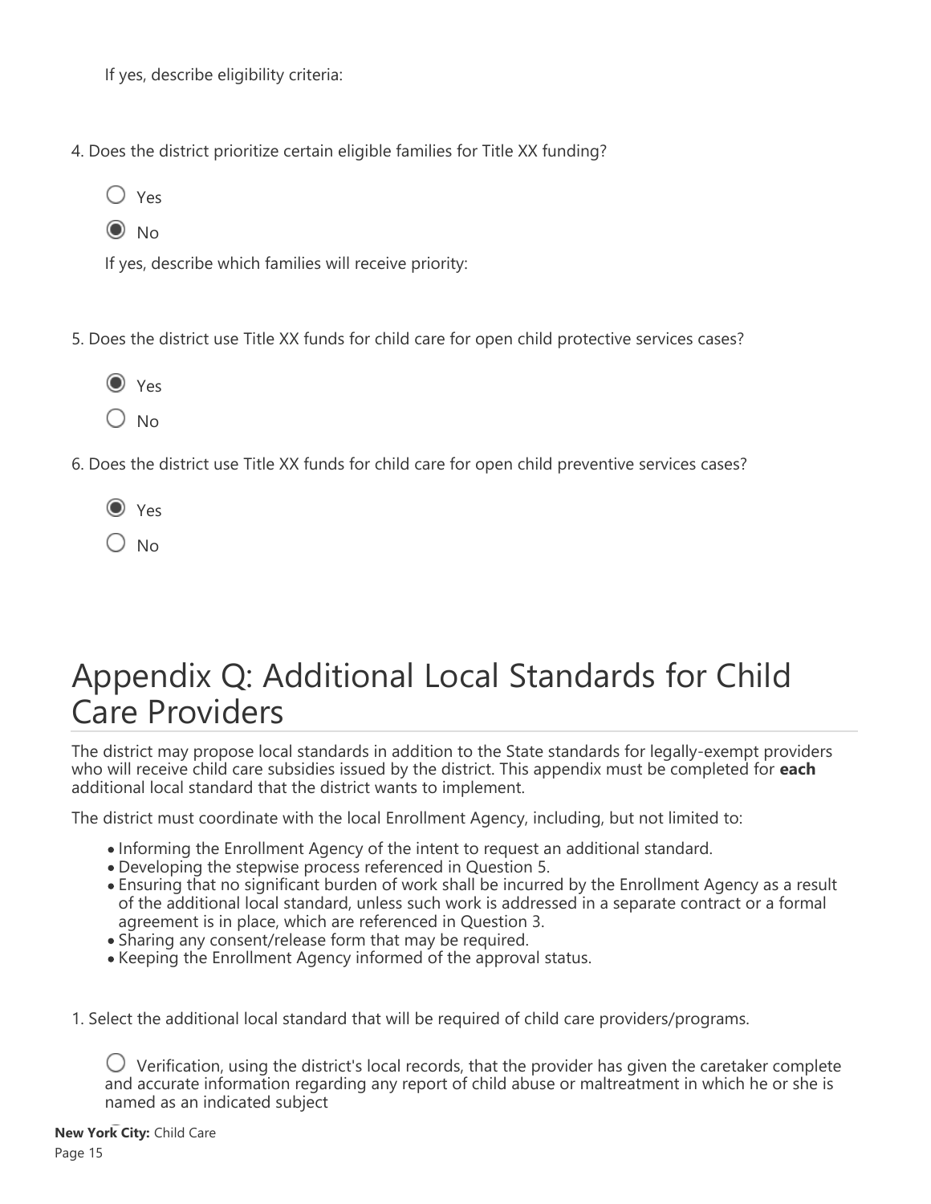If yes, describe eligibility criteria:

4. Does the district prioritize certain eligible families for Title XX funding?

- ○ Yes
- ◉ No

If yes, describe which families will receive priority:

5. Does the district use Title XX funds for child care for open child protective services cases?

- ◉ Yes
- ○ No

6. Does the district use Title XX funds for child care for open child preventive services cases?

- ◉ Yes
- ○ No

# Appendix Q: Additional Local Standards for Child Care Providers

The district may propose local standards in addition to the State standards for legally-exempt providers who will receive child care subsidies issued by the district. This appendix must be completed for **each** additional local standard that the district wants to implement.

The district must coordinate with the local Enrollment Agency, including, but not limited to:

- Informing the Enrollment Agency of the intent to request an additional standard.
- Developing the stepwise process referenced in Question 5.
- Ensuring that no significant burden of work shall be incurred by the Enrollment Agency as a result of the additional local standard, unless such work is addressed in a separate contract or a formal agreement is in place, which are referenced in Question 3.
- Sharing any consent/release form that may be required.
- Keeping the Enrollment Agency informed of the approval status.

1. Select the additional local standard that will be required of child care providers/programs.

- ○ Verification, using the district's local records, that the provider has given the caretaker complete and accurate information regarding any report of child abuse or maltreatment in which he or she is named as an indicated subject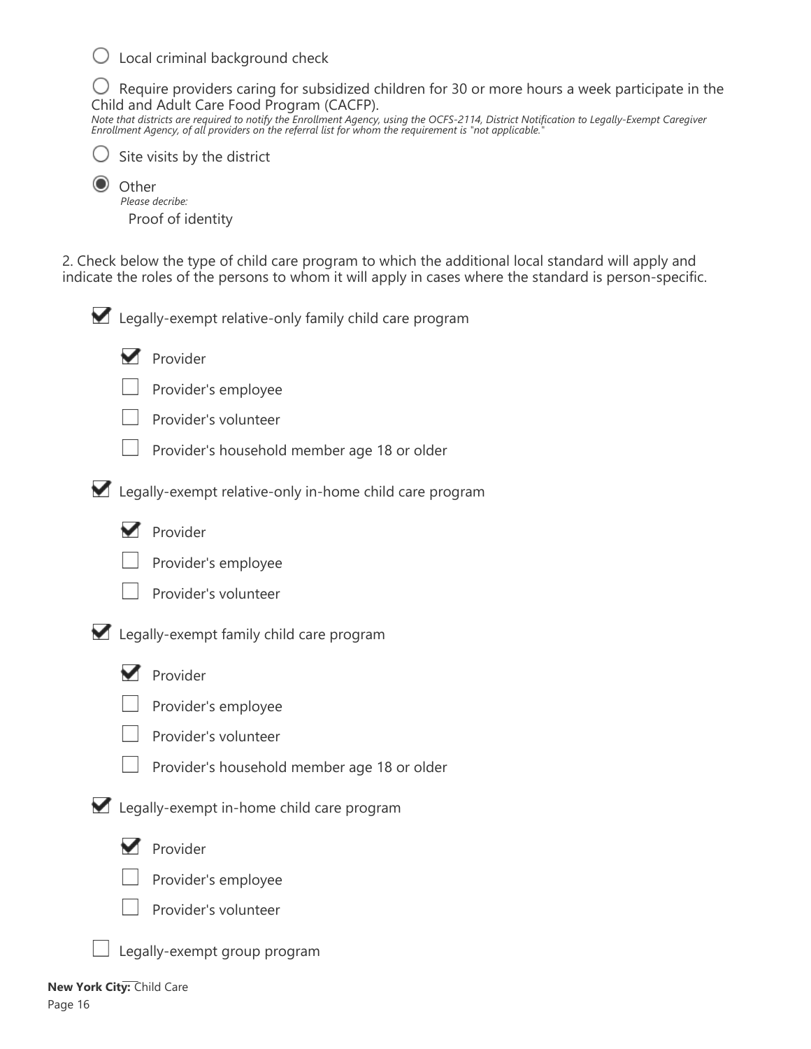- ○ Local criminal background check
- ○ Require providers caring for subsidized children for 30 or more hours a week participate in the Child and Adult Care Food Program (CACFP).
  *Note that districts are required to notify the Enrollment Agency, using the OCFS-2114, District Notification to Legally-Exempt Caregiver Enrollment Agency, of all providers on the referral list for whom the requirement is "not applicable."*
- ○ Site visits by the district
- ◉ Other
  *Please decribe:*
  Proof of identity

2. Check below the type of child care program to which the additional local standard will apply and indicate the roles of the persons to whom it will apply in cases where the standard is person-specific.

- [x] Legally-exempt relative-only family child care program
  - [x] Provider
  - [ ] Provider's employee
  - [ ] Provider's volunteer
  - [ ] Provider's household member age 18 or older
- [x] Legally-exempt relative-only in-home child care program
  - [x] Provider
  - [ ] Provider's employee
  - [ ] Provider's volunteer
- [x] Legally-exempt family child care program
  - [x] Provider
  - [ ] Provider's employee
  - [ ] Provider's volunteer
  - [ ] Provider's household member age 18 or older
- [x] Legally-exempt in-home child care program
  - [x] Provider
  - [ ] Provider's employee
  - [ ] Provider's volunteer
- [ ] Legally-exempt group program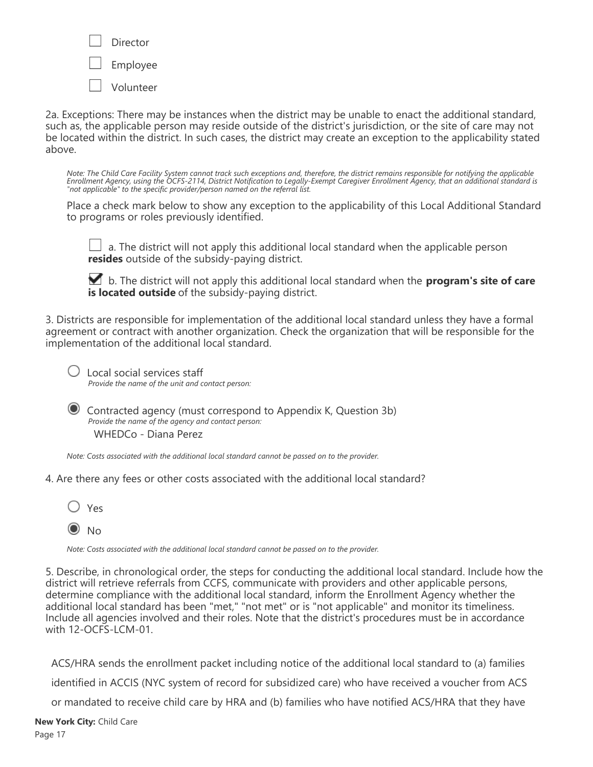- [ ] Director
- [ ] Employee
- [ ] Volunteer

2a. Exceptions: There may be instances when the district may be unable to enact the additional standard, such as, the applicable person may reside outside of the district's jurisdiction, or the site of care may not be located within the district. In such cases, the district may create an exception to the applicability stated above.

*Note: The Child Care Facility System cannot track such exceptions and, therefore, the district remains responsible for notifying the applicable Enrollment Agency, using the OCFS-2114, District Notification to Legally-Exempt Caregiver Enrollment Agency, that an additional standard is "not applicable" to the specific provider/person named on the referral list.*

Place a check mark below to show any exception to the applicability of this Local Additional Standard to programs or roles previously identified.

- [ ] a. The district will not apply this additional local standard when the applicable person **resides** outside of the subsidy-paying district.
- [x] b. The district will not apply this additional local standard when the **program's site of care is located outside** of the subsidy-paying district.

3. Districts are responsible for implementation of the additional local standard unless they have a formal agreement or contract with another organization. Check the organization that will be responsible for the implementation of the additional local standard.

- ( ) Local social services staff
  *Provide the name of the unit and contact person:*
- (●) Contracted agency (must correspond to Appendix K, Question 3b)
  *Provide the name of the agency and contact person:*
  WHEDCo - Diana Perez

*Note: Costs associated with the additional local standard cannot be passed on to the provider.*

4. Are there any fees or other costs associated with the additional local standard?

- ( ) Yes
- (●) No

*Note: Costs associated with the additional local standard cannot be passed on to the provider.*

5. Describe, in chronological order, the steps for conducting the additional local standard. Include how the district will retrieve referrals from CCFS, communicate with providers and other applicable persons, determine compliance with the additional local standard, inform the Enrollment Agency whether the additional local standard has been "met," "not met" or is "not applicable" and monitor its timeliness. Include all agencies involved and their roles. Note that the district's procedures must be in accordance with 12-OCFS-LCM-01.

ACS/HRA sends the enrollment packet including notice of the additional local standard to (a) families identified in ACCIS (NYC system of record for subsidized care) who have received a voucher from ACS or mandated to receive child care by HRA and (b) families who have notified ACS/HRA that they have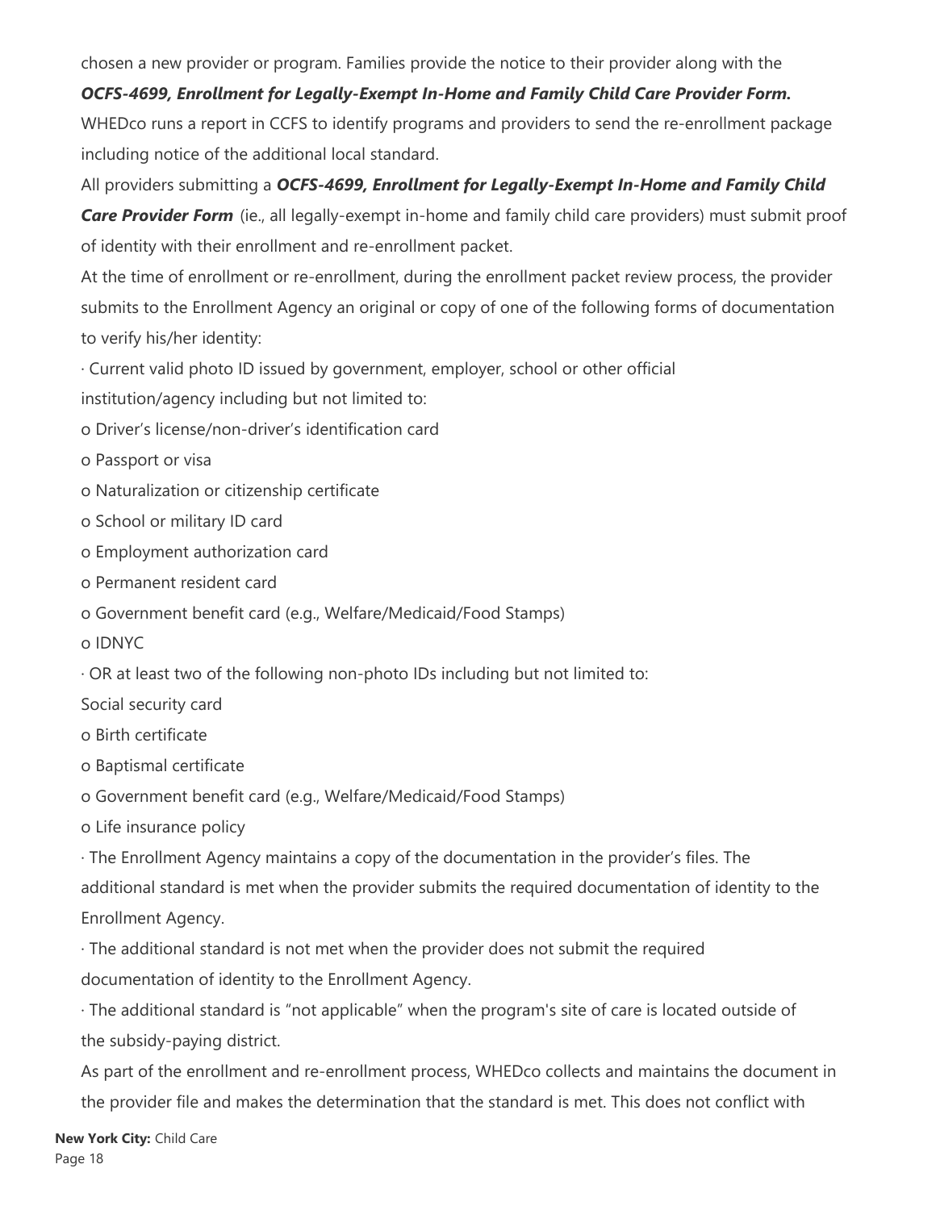chosen a new provider or program. Families provide the notice to their provider along with the ***OCFS-4699, Enrollment for Legally-Exempt In-Home and Family Child Care Provider Form.*** WHEDco runs a report in CCFS to identify programs and providers to send the re-enrollment package including notice of the additional local standard.

All providers submitting a ***OCFS-4699, Enrollment for Legally-Exempt In-Home and Family Child Care Provider Form*** (ie., all legally-exempt in-home and family child care providers) must submit proof of identity with their enrollment and re-enrollment packet.

At the time of enrollment or re-enrollment, during the enrollment packet review process, the provider submits to the Enrollment Agency an original or copy of one of the following forms of documentation to verify his/her identity:

- Current valid photo ID issued by government, employer, school or other official institution/agency including but not limited to:
  - Driver's license/non-driver's identification card
  - Passport or visa
  - Naturalization or citizenship certificate
  - School or military ID card
  - Employment authorization card
  - Permanent resident card
  - Government benefit card (e.g., Welfare/Medicaid/Food Stamps)
  - IDNYC
- OR at least two of the following non-photo IDs including but not limited to:
  - Social security card
  - Birth certificate
  - Baptismal certificate
  - Government benefit card (e.g., Welfare/Medicaid/Food Stamps)
  - Life insurance policy
- The Enrollment Agency maintains a copy of the documentation in the provider's files. The additional standard is met when the provider submits the required documentation of identity to the Enrollment Agency.
- The additional standard is not met when the provider does not submit the required documentation of identity to the Enrollment Agency.
- The additional standard is "not applicable" when the program's site of care is located outside of the subsidy-paying district.

As part of the enrollment and re-enrollment process, WHEDco collects and maintains the document in the provider file and makes the determination that the standard is met. This does not conflict with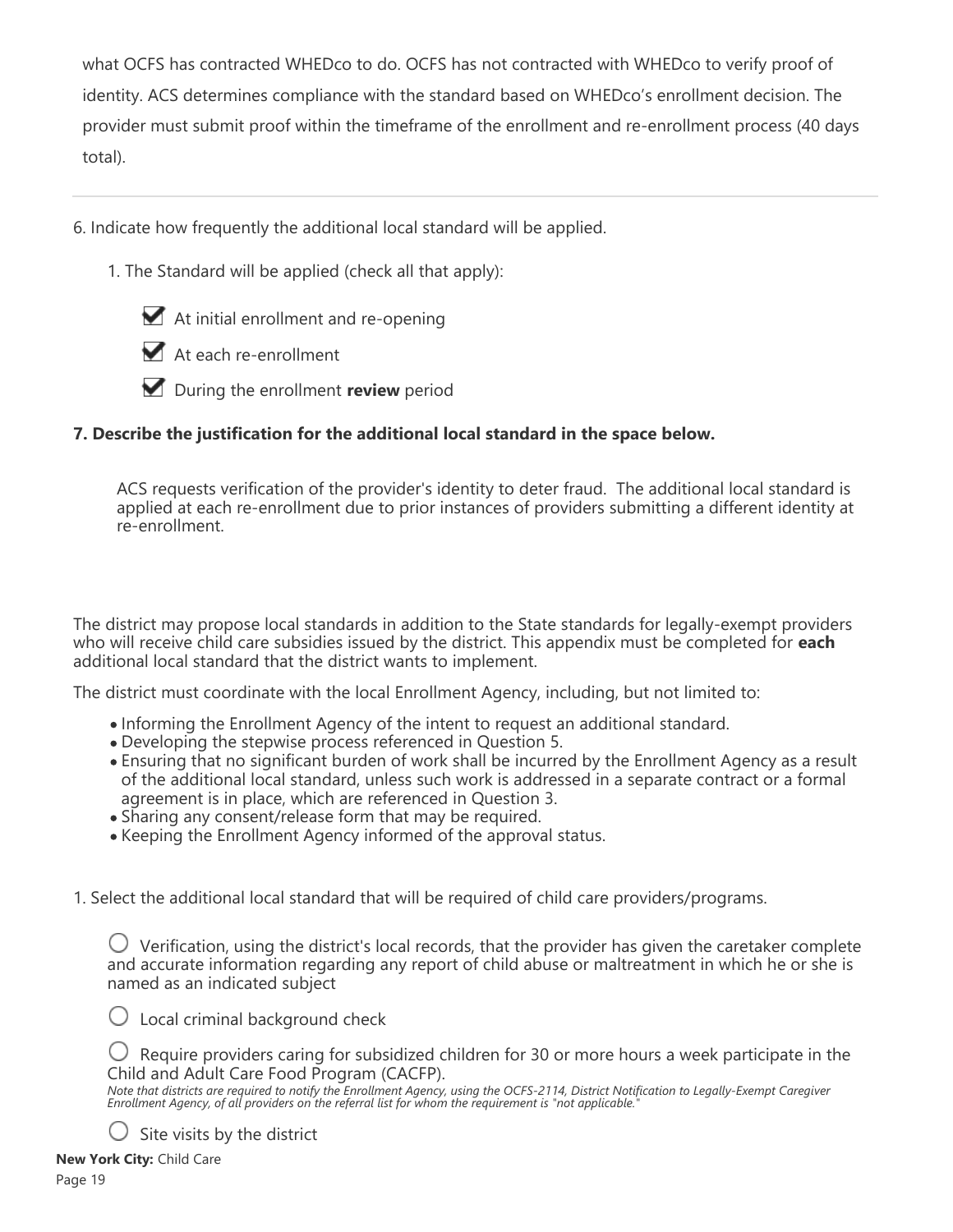what OCFS has contracted WHEDco to do. OCFS has not contracted with WHEDco to verify proof of identity. ACS determines compliance with the standard based on WHEDco's enrollment decision. The provider must submit proof within the timeframe of the enrollment and re-enrollment process (40 days total).

---

6. Indicate how frequently the additional local standard will be applied.

   1. The Standard will be applied (check all that apply):

      - [x] At initial enrollment and re-opening
      - [x] At each re-enrollment
      - [x] During the enrollment **review** period

**7. Describe the justification for the additional local standard in the space below.**

ACS requests verification of the provider's identity to deter fraud. The additional local standard is applied at each re-enrollment due to prior instances of providers submitting a different identity at re-enrollment.

The district may propose local standards in addition to the State standards for legally-exempt providers who will receive child care subsidies issued by the district. This appendix must be completed for **each** additional local standard that the district wants to implement.

The district must coordinate with the local Enrollment Agency, including, but not limited to:

- Informing the Enrollment Agency of the intent to request an additional standard.
- Developing the stepwise process referenced in Question 5.
- Ensuring that no significant burden of work shall be incurred by the Enrollment Agency as a result of the additional local standard, unless such work is addressed in a separate contract or a formal agreement is in place, which are referenced in Question 3.
- Sharing any consent/release form that may be required.
- Keeping the Enrollment Agency informed of the approval status.

1. Select the additional local standard that will be required of child care providers/programs.

   ○ Verification, using the district's local records, that the provider has given the caretaker complete and accurate information regarding any report of child abuse or maltreatment in which he or she is named as an indicated subject

   ○ Local criminal background check

   ○ Require providers caring for subsidized children for 30 or more hours a week participate in the Child and Adult Care Food Program (CACFP).
   *Note that districts are required to notify the Enrollment Agency, using the OCFS-2114, District Notification to Legally-Exempt Caregiver Enrollment Agency, of all providers on the referral list for whom the requirement is "not applicable."*

   ○ Site visits by the district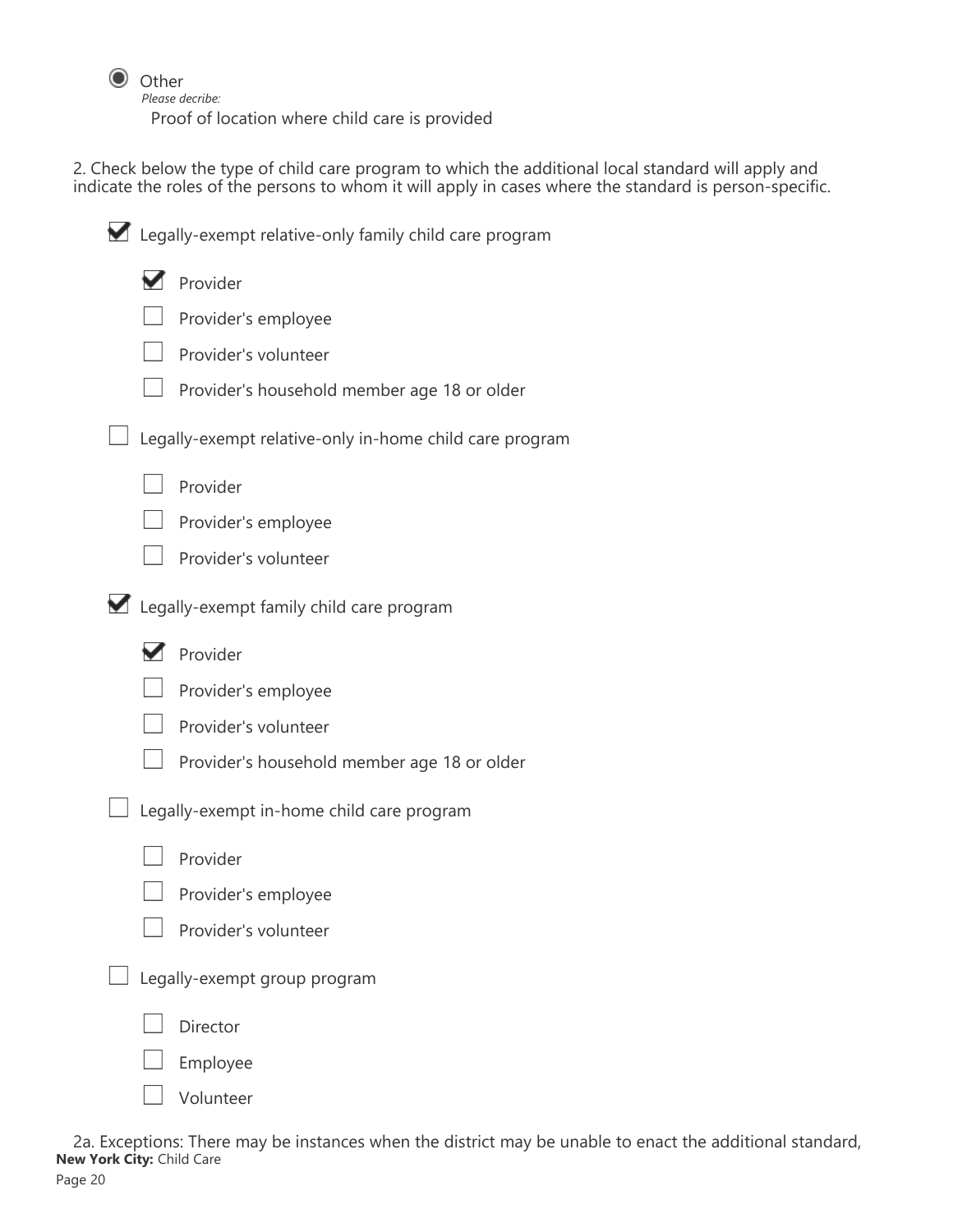◉ Other

*Please decribe:*

Proof of location where child care is provided

2. Check below the type of child care program to which the additional local standard will apply and indicate the roles of the persons to whom it will apply in cases where the standard is person-specific.

- [x] Legally-exempt relative-only family child care program
  - [x] Provider
  - [ ] Provider's employee
  - [ ] Provider's volunteer
  - [ ] Provider's household member age 18 or older
- [ ] Legally-exempt relative-only in-home child care program
  - [ ] Provider
  - [ ] Provider's employee
  - [ ] Provider's volunteer
- [x] Legally-exempt family child care program
  - [x] Provider
  - [ ] Provider's employee
  - [ ] Provider's volunteer
  - [ ] Provider's household member age 18 or older
- [ ] Legally-exempt in-home child care program
  - [ ] Provider
  - [ ] Provider's employee
  - [ ] Provider's volunteer
- [ ] Legally-exempt group program
  - [ ] Director
  - [ ] Employee
  - [ ] Volunteer

2a. Exceptions: There may be instances when the district may be unable to enact the additional standard,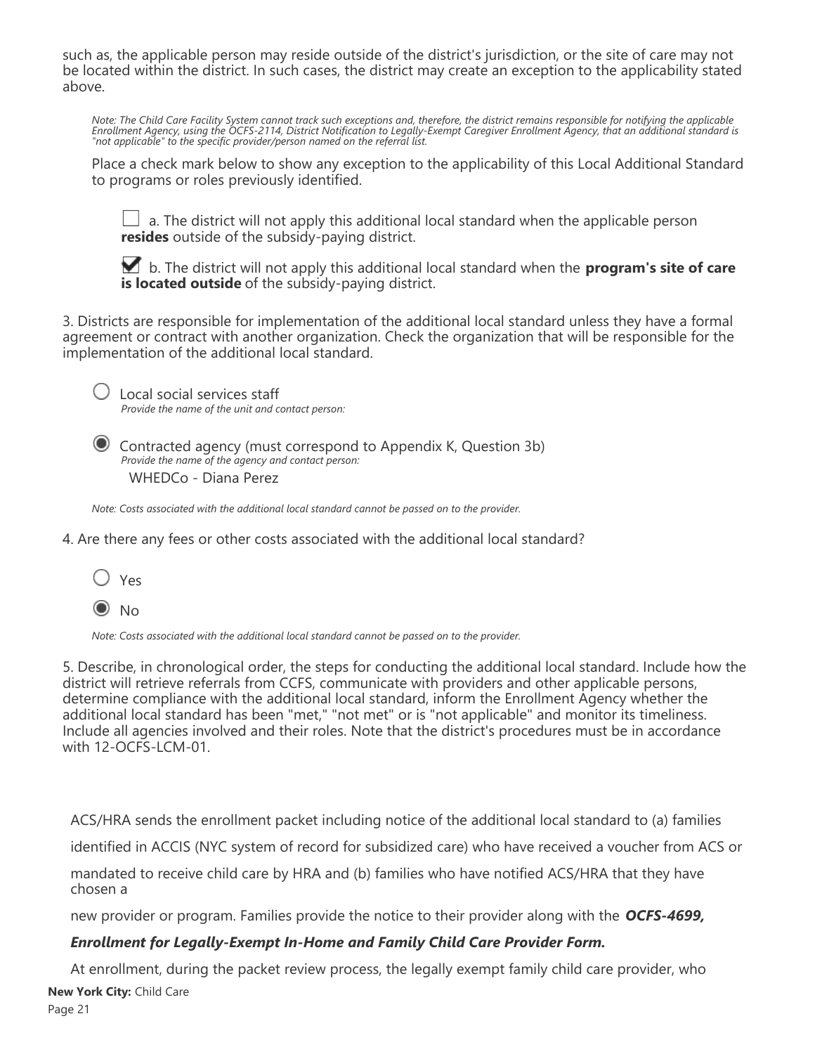such as, the applicable person may reside outside of the district's jurisdiction, or the site of care may not be located within the district. In such cases, the district may create an exception to the applicability stated above.

*Note: The Child Care Facility System cannot track such exceptions and, therefore, the district remains responsible for notifying the applicable Enrollment Agency, using the OCFS-2114, District Notification to Legally-Exempt Caregiver Enrollment Agency, that an additional standard is "not applicable" to the specific provider/person named on the referral list.*

Place a check mark below to show any exception to the applicability of this Local Additional Standard to programs or roles previously identified.

☐ a. The district will not apply this additional local standard when the applicable person **resides** outside of the subsidy-paying district.

☑ b. The district will not apply this additional local standard when the **program's site of care is located outside** of the subsidy-paying district.

3. Districts are responsible for implementation of the additional local standard unless they have a formal agreement or contract with another organization. Check the organization that will be responsible for the implementation of the additional local standard.

○ Local social services staff
*Provide the name of the unit and contact person:*

◉ Contracted agency (must correspond to Appendix K, Question 3b)
*Provide the name of the agency and contact person:*
WHEDCo - Diana Perez

*Note: Costs associated with the additional local standard cannot be passed on to the provider.*

4. Are there any fees or other costs associated with the additional local standard?

○ Yes

◉ No

*Note: Costs associated with the additional local standard cannot be passed on to the provider.*

5. Describe, in chronological order, the steps for conducting the additional local standard. Include how the district will retrieve referrals from CCFS, communicate with providers and other applicable persons, determine compliance with the additional local standard, inform the Enrollment Agency whether the additional local standard has been "met," "not met" or is "not applicable" and monitor its timeliness. Include all agencies involved and their roles. Note that the district's procedures must be in accordance with 12-OCFS-LCM-01.

ACS/HRA sends the enrollment packet including notice of the additional local standard to (a) families identified in ACCIS (NYC system of record for subsidized care) who have received a voucher from ACS or mandated to receive child care by HRA and (b) families who have notified ACS/HRA that they have chosen a new provider or program. Families provide the notice to their provider along with the ***OCFS-4699, Enrollment for Legally-Exempt In-Home and Family Child Care Provider Form.***

At enrollment, during the packet review process, the legally exempt family child care provider, who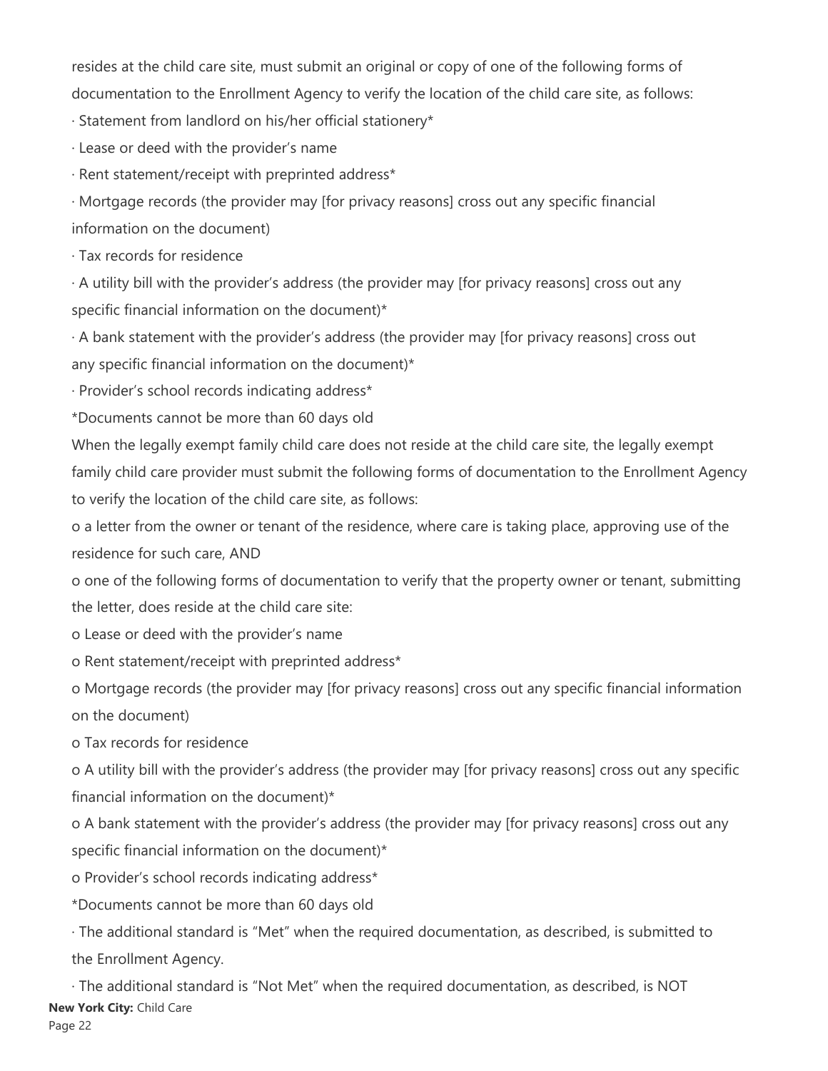resides at the child care site, must submit an original or copy of one of the following forms of documentation to the Enrollment Agency to verify the location of the child care site, as follows:

- Statement from landlord on his/her official stationery*
- Lease or deed with the provider's name
- Rent statement/receipt with preprinted address*
- Mortgage records (the provider may [for privacy reasons] cross out any specific financial information on the document)
- Tax records for residence
- A utility bill with the provider's address (the provider may [for privacy reasons] cross out any specific financial information on the document)*
- A bank statement with the provider's address (the provider may [for privacy reasons] cross out any specific financial information on the document)*
- Provider's school records indicating address*

*Documents cannot be more than 60 days old

When the legally exempt family child care does not reside at the child care site, the legally exempt family child care provider must submit the following forms of documentation to the Enrollment Agency to verify the location of the child care site, as follows:

- a letter from the owner or tenant of the residence, where care is taking place, approving use of the residence for such care, AND
- one of the following forms of documentation to verify that the property owner or tenant, submitting the letter, does reside at the child care site:
- Lease or deed with the provider's name
- Rent statement/receipt with preprinted address*
- Mortgage records (the provider may [for privacy reasons] cross out any specific financial information on the document)
- Tax records for residence
- A utility bill with the provider's address (the provider may [for privacy reasons] cross out any specific financial information on the document)*
- A bank statement with the provider's address (the provider may [for privacy reasons] cross out any specific financial information on the document)*
- Provider's school records indicating address*

*Documents cannot be more than 60 days old

- The additional standard is "Met" when the required documentation, as described, is submitted to the Enrollment Agency.
- The additional standard is "Not Met" when the required documentation, as described, is NOT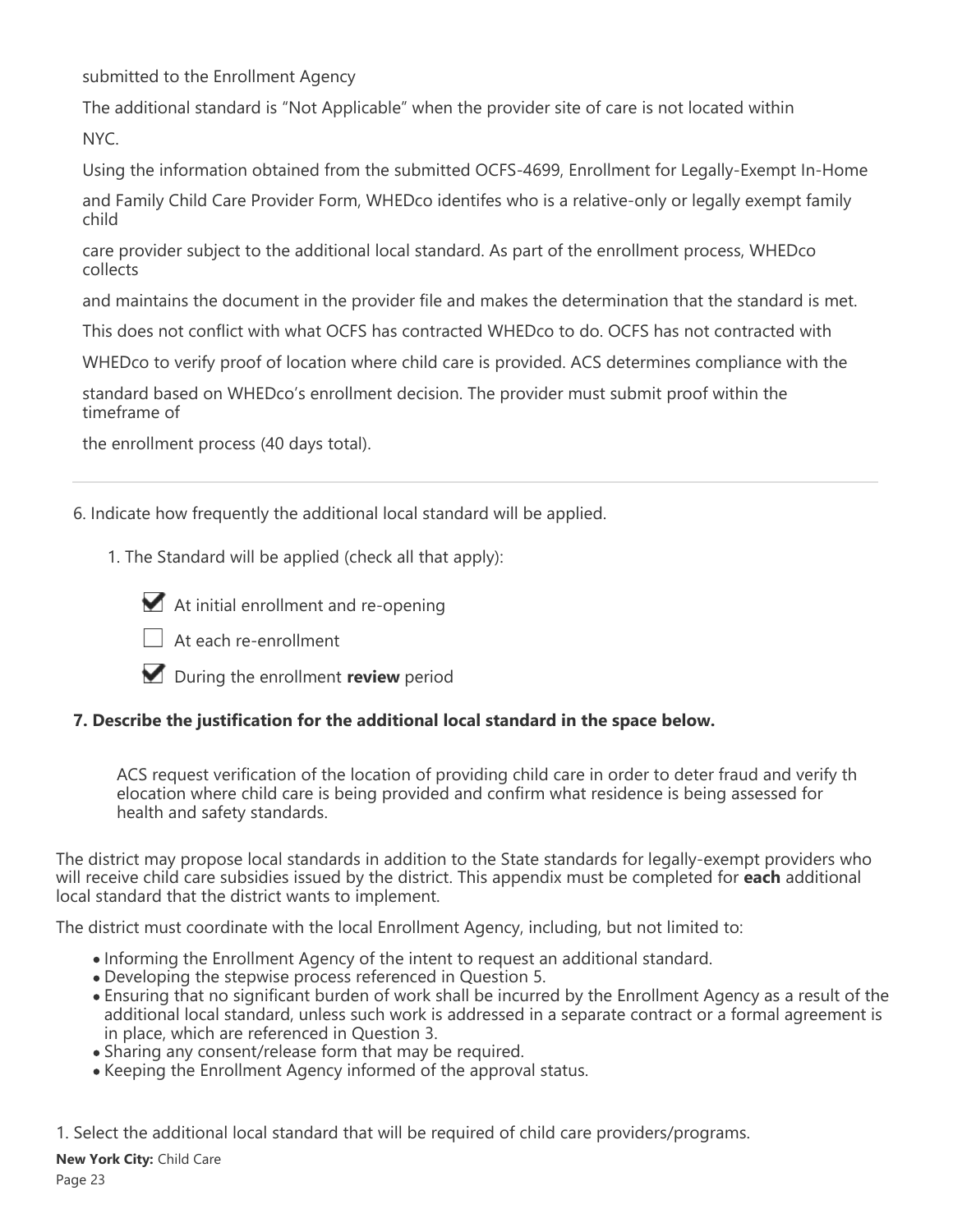submitted to the Enrollment Agency

The additional standard is "Not Applicable" when the provider site of care is not located within NYC.

Using the information obtained from the submitted OCFS-4699, Enrollment for Legally-Exempt In-Home and Family Child Care Provider Form, WHEDco identifes who is a relative-only or legally exempt family child care provider subject to the additional local standard. As part of the enrollment process, WHEDco collects and maintains the document in the provider file and makes the determination that the standard is met. This does not conflict with what OCFS has contracted WHEDco to do. OCFS has not contracted with WHEDco to verify proof of location where child care is provided. ACS determines compliance with the standard based on WHEDco's enrollment decision. The provider must submit proof within the timeframe of the enrollment process (40 days total).

---

6. Indicate how frequently the additional local standard will be applied.

   1. The Standard will be applied (check all that apply):

      - [x] At initial enrollment and re-opening
      - [ ] At each re-enrollment
      - [x] During the enrollment **review** period

**7. Describe the justification for the additional local standard in the space below.**

ACS request verification of the location of providing child care in order to deter fraud and verify th elocation where child care is being provided and confirm what residence is being assessed for health and safety standards.

The district may propose local standards in addition to the State standards for legally-exempt providers who will receive child care subsidies issued by the district. This appendix must be completed for **each** additional local standard that the district wants to implement.

The district must coordinate with the local Enrollment Agency, including, but not limited to:

- Informing the Enrollment Agency of the intent to request an additional standard.
- Developing the stepwise process referenced in Question 5.
- Ensuring that no significant burden of work shall be incurred by the Enrollment Agency as a result of the additional local standard, unless such work is addressed in a separate contract or a formal agreement is in place, which are referenced in Question 3.
- Sharing any consent/release form that may be required.
- Keeping the Enrollment Agency informed of the approval status.

1. Select the additional local standard that will be required of child care providers/programs.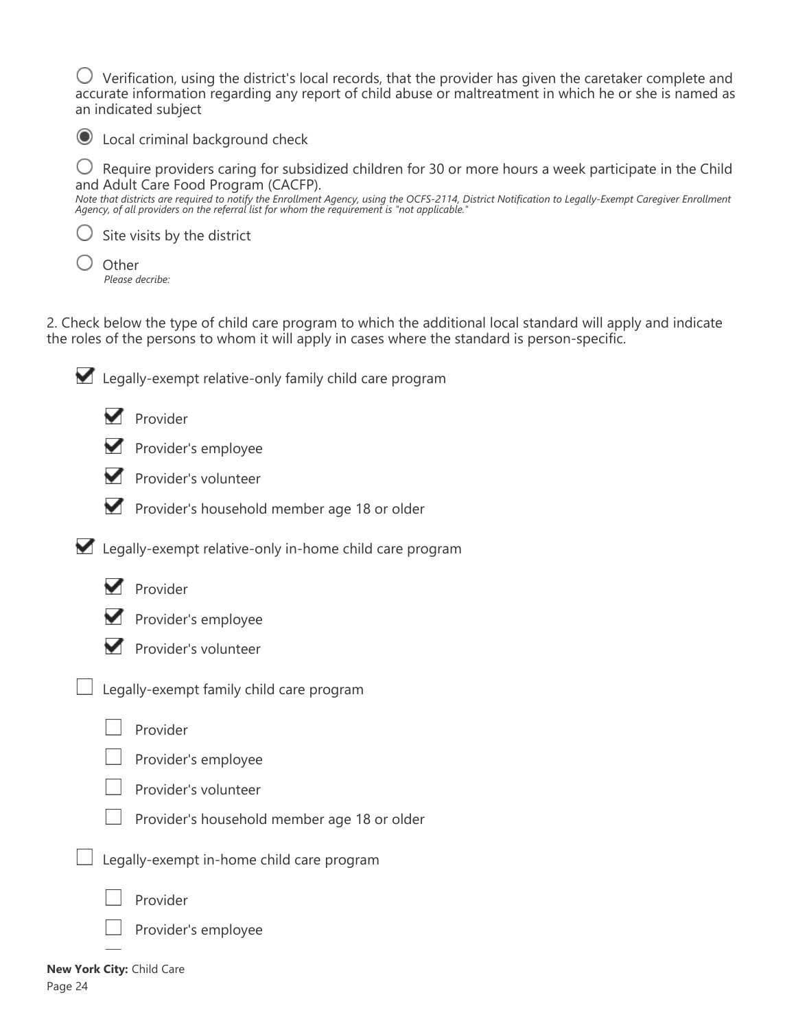- ○ Verification, using the district's local records, that the provider has given the caretaker complete and accurate information regarding any report of child abuse or maltreatment in which he or she is named as an indicated subject
- ◉ Local criminal background check
- ○ Require providers caring for subsidized children for 30 or more hours a week participate in the Child and Adult Care Food Program (CACFP).
  *Note that districts are required to notify the Enrollment Agency, using the OCFS-2114, District Notification to Legally-Exempt Caregiver Enrollment Agency, of all providers on the referral list for whom the requirement is "not applicable."*
- ○ Site visits by the district
- ○ Other
  *Please decribe:*

2. Check below the type of child care program to which the additional local standard will apply and indicate the roles of the persons to whom it will apply in cases where the standard is person-specific.

- [x] Legally-exempt relative-only family child care program
  - [x] Provider
  - [x] Provider's employee
  - [x] Provider's volunteer
  - [x] Provider's household member age 18 or older
- [x] Legally-exempt relative-only in-home child care program
  - [x] Provider
  - [x] Provider's employee
  - [x] Provider's volunteer
- [ ] Legally-exempt family child care program
  - [ ] Provider
  - [ ] Provider's employee
  - [ ] Provider's volunteer
  - [ ] Provider's household member age 18 or older
- [ ] Legally-exempt in-home child care program
  - [ ] Provider
  - [ ] Provider's employee

**New York City:** Child Care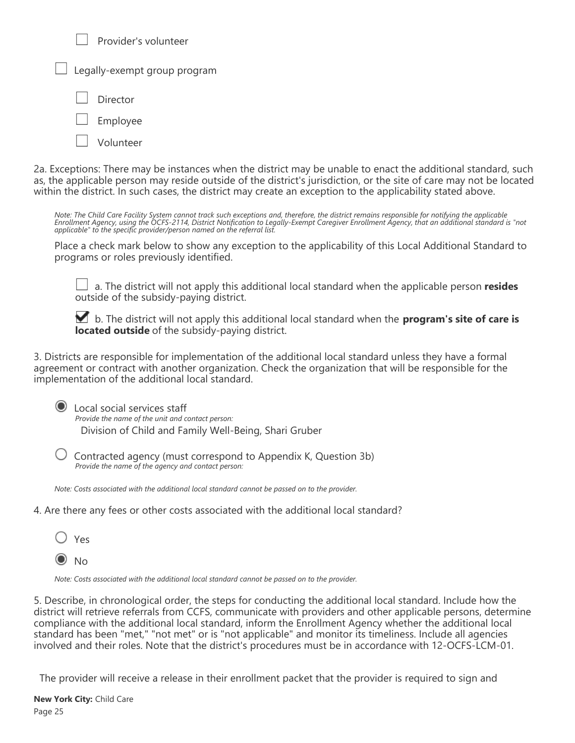- [ ] Provider's volunteer

- [ ] Legally-exempt group program
  - [ ] Director
  - [ ] Employee
  - [ ] Volunteer

2a. Exceptions: There may be instances when the district may be unable to enact the additional standard, such as, the applicable person may reside outside of the district's jurisdiction, or the site of care may not be located within the district. In such cases, the district may create an exception to the applicability stated above.

*Note: The Child Care Facility System cannot track such exceptions and, therefore, the district remains responsible for notifying the applicable Enrollment Agency, using the OCFS-2114, District Notification to Legally-Exempt Caregiver Enrollment Agency, that an additional standard is "not applicable" to the specific provider/person named on the referral list.*

Place a check mark below to show any exception to the applicability of this Local Additional Standard to programs or roles previously identified.

- [ ] a. The district will not apply this additional local standard when the applicable person **resides** outside of the subsidy-paying district.

- [x] b. The district will not apply this additional local standard when the **program's site of care is located outside** of the subsidy-paying district.

3. Districts are responsible for implementation of the additional local standard unless they have a formal agreement or contract with another organization. Check the organization that will be responsible for the implementation of the additional local standard.

- (●) Local social services staff
  *Provide the name of the unit and contact person:*
  Division of Child and Family Well-Being, Shari Gruber

- ( ) Contracted agency (must correspond to Appendix K, Question 3b)
  *Provide the name of the agency and contact person:*

*Note: Costs associated with the additional local standard cannot be passed on to the provider.*

4. Are there any fees or other costs associated with the additional local standard?

- ( ) Yes
- (●) No

*Note: Costs associated with the additional local standard cannot be passed on to the provider.*

5. Describe, in chronological order, the steps for conducting the additional local standard. Include how the district will retrieve referrals from CCFS, communicate with providers and other applicable persons, determine compliance with the additional local standard, inform the Enrollment Agency whether the additional local standard has been "met," "not met" or is "not applicable" and monitor its timeliness. Include all agencies involved and their roles. Note that the district's procedures must be in accordance with 12-OCFS-LCM-01.

The provider will receive a release in their enrollment packet that the provider is required to sign and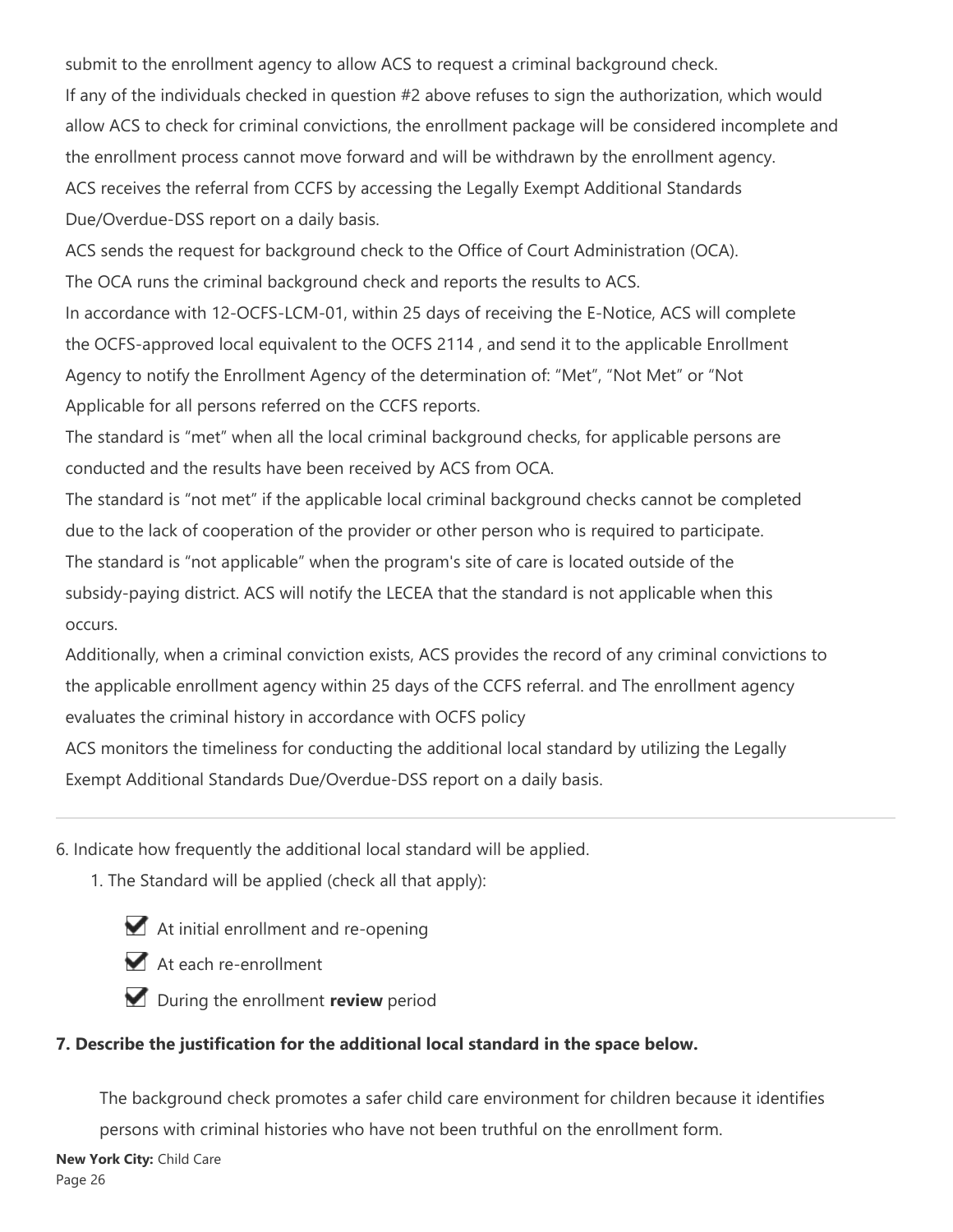submit to the enrollment agency to allow ACS to request a criminal background check.

If any of the individuals checked in question #2 above refuses to sign the authorization, which would allow ACS to check for criminal convictions, the enrollment package will be considered incomplete and the enrollment process cannot move forward and will be withdrawn by the enrollment agency.

ACS receives the referral from CCFS by accessing the Legally Exempt Additional Standards Due/Overdue-DSS report on a daily basis.

ACS sends the request for background check to the Office of Court Administration (OCA).

The OCA runs the criminal background check and reports the results to ACS.

In accordance with 12-OCFS-LCM-01, within 25 days of receiving the E-Notice, ACS will complete the OCFS-approved local equivalent to the OCFS 2114 , and send it to the applicable Enrollment Agency to notify the Enrollment Agency of the determination of: "Met", "Not Met" or "Not Applicable for all persons referred on the CCFS reports.

The standard is "met" when all the local criminal background checks, for applicable persons are conducted and the results have been received by ACS from OCA.

The standard is "not met" if the applicable local criminal background checks cannot be completed due to the lack of cooperation of the provider or other person who is required to participate.

The standard is "not applicable" when the program's site of care is located outside of the subsidy-paying district. ACS will notify the LECEA that the standard is not applicable when this occurs.

Additionally, when a criminal conviction exists, ACS provides the record of any criminal convictions to the applicable enrollment agency within 25 days of the CCFS referral. and The enrollment agency evaluates the criminal history in accordance with OCFS policy

ACS monitors the timeliness for conducting the additional local standard by utilizing the Legally Exempt Additional Standards Due/Overdue-DSS report on a daily basis.

---

6. Indicate how frequently the additional local standard will be applied.
   1. The Standard will be applied (check all that apply):
      - ☑ At initial enrollment and re-opening
      - ☑ At each re-enrollment
      - ☑ During the enrollment **review** period

**7. Describe the justification for the additional local standard in the space below.**

The background check promotes a safer child care environment for children because it identifies persons with criminal histories who have not been truthful on the enrollment form.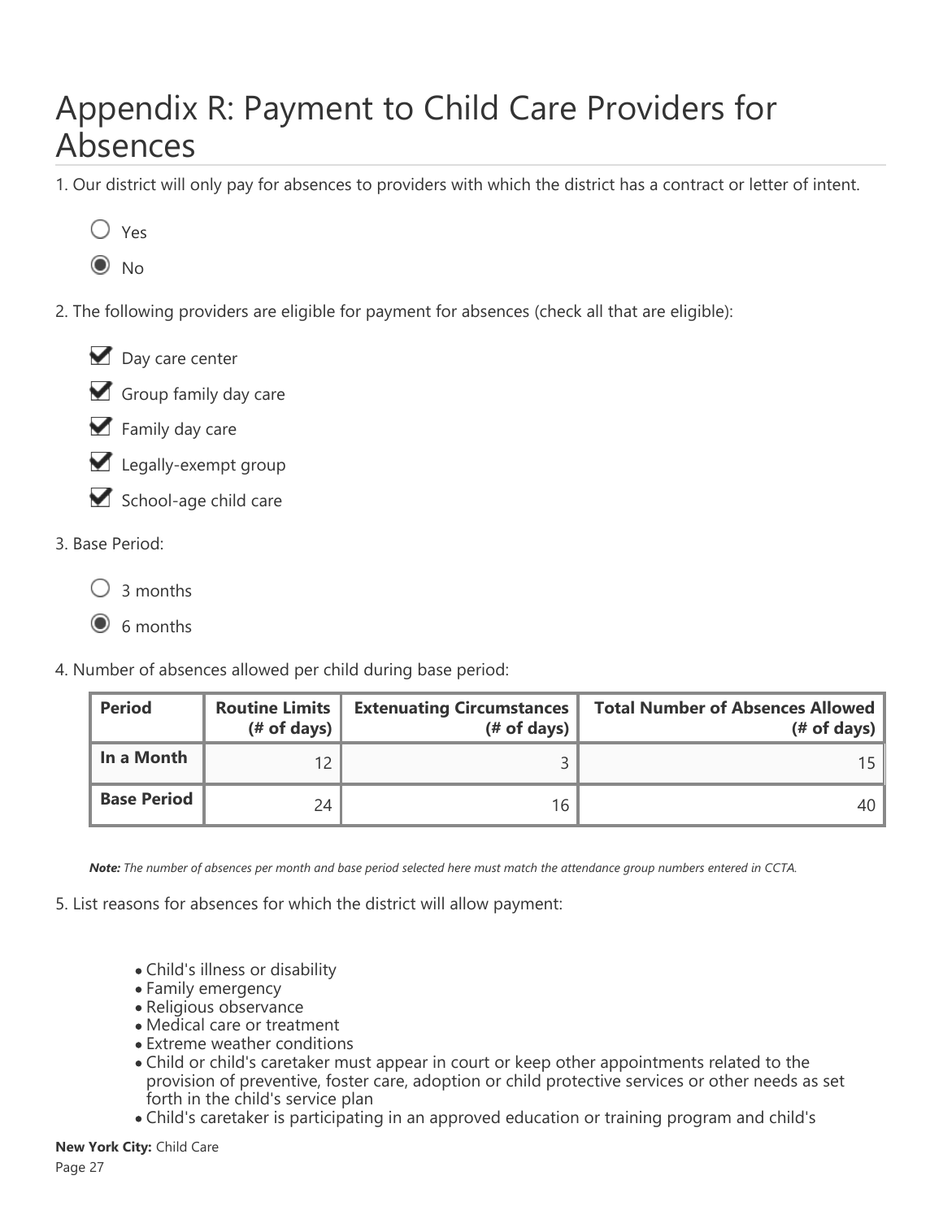# Appendix R: Payment to Child Care Providers for Absences

1. Our district will only pay for absences to providers with which the district has a contract or letter of intent.

- ○ Yes
- ◉ No

2. The following providers are eligible for payment for absences (check all that are eligible):

- ☑ Day care center
- ☑ Group family day care
- ☑ Family day care
- ☑ Legally-exempt group
- ☑ School-age child care

3. Base Period:

- ○ 3 months
- ◉ 6 months

4. Number of absences allowed per child during base period:

| Period | Routine Limits (# of days) | Extenuating Circumstances (# of days) | Total Number of Absences Allowed (# of days) |
|---|---|---|---|
| **In a Month** | 12 | 3 | 15 |
| **Base Period** | 24 | 16 | 40 |

***Note:*** *The number of absences per month and base period selected here must match the attendance group numbers entered in CCTA.*

5. List reasons for absences for which the district will allow payment:

- Child's illness or disability
- Family emergency
- Religious observance
- Medical care or treatment
- Extreme weather conditions
- Child or child's caretaker must appear in court or keep other appointments related to the provision of preventive, foster care, adoption or child protective services or other needs as set forth in the child's service plan
- Child's caretaker is participating in an approved education or training program and child's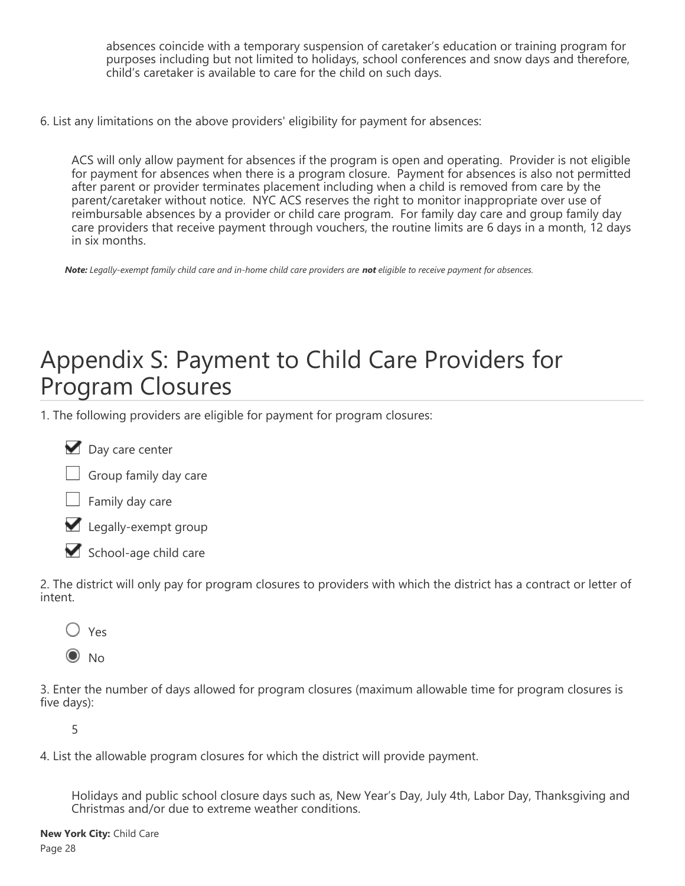absences coincide with a temporary suspension of caretaker's education or training program for purposes including but not limited to holidays, school conferences and snow days and therefore, child's caretaker is available to care for the child on such days.

6. List any limitations on the above providers' eligibility for payment for absences:

ACS will only allow payment for absences if the program is open and operating. Provider is not eligible for payment for absences when there is a program closure. Payment for absences is also not permitted after parent or provider terminates placement including when a child is removed from care by the parent/caretaker without notice. NYC ACS reserves the right to monitor inappropriate over use of reimbursable absences by a provider or child care program. For family day care and group family day care providers that receive payment through vouchers, the routine limits are 6 days in a month, 12 days in six months.

***Note:*** *Legally-exempt family child care and in-home child care providers are* ***not*** *eligible to receive payment for absences.*

# Appendix S: Payment to Child Care Providers for Program Closures

1. The following providers are eligible for payment for program closures:

- [x] Day care center
- [ ] Group family day care
- [ ] Family day care
- [x] Legally-exempt group
- [x] School-age child care

2. The district will only pay for program closures to providers with which the district has a contract or letter of intent.

- ○ Yes
- ◉ No

3. Enter the number of days allowed for program closures (maximum allowable time for program closures is five days):

5

4. List the allowable program closures for which the district will provide payment.

Holidays and public school closure days such as, New Year's Day, July 4th, Labor Day, Thanksgiving and Christmas and/or due to extreme weather conditions.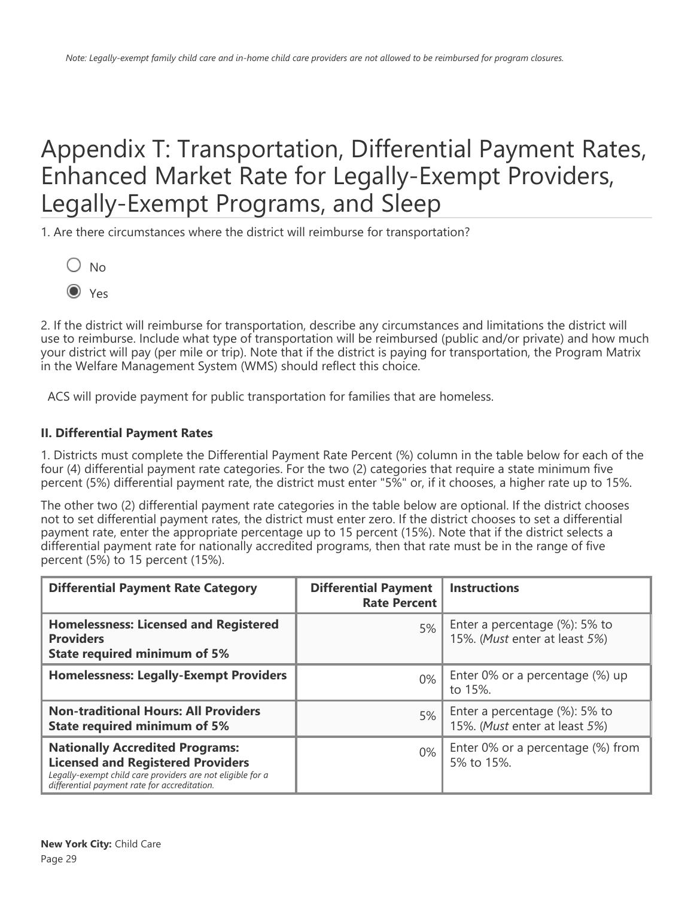*Note: Legally-exempt family child care and in-home child care providers are not allowed to be reimbursed for program closures.*

# Appendix T: Transportation, Differential Payment Rates, Enhanced Market Rate for Legally-Exempt Providers, Legally-Exempt Programs, and Sleep

1. Are there circumstances where the district will reimburse for transportation?

- ○ No
- ◉ Yes

2. If the district will reimburse for transportation, describe any circumstances and limitations the district will use to reimburse. Include what type of transportation will be reimbursed (public and/or private) and how much your district will pay (per mile or trip). Note that if the district is paying for transportation, the Program Matrix in the Welfare Management System (WMS) should reflect this choice.

ACS will provide payment for public transportation for families that are homeless.

**II. Differential Payment Rates**

1. Districts must complete the Differential Payment Rate Percent (%) column in the table below for each of the four (4) differential payment rate categories. For the two (2) categories that require a state minimum five percent (5%) differential payment rate, the district must enter "5%" or, if it chooses, a higher rate up to 15%.

The other two (2) differential payment rate categories in the table below are optional. If the district chooses not to set differential payment rates, the district must enter zero. If the district chooses to set a differential payment rate, enter the appropriate percentage up to 15 percent (15%). Note that if the district selects a differential payment rate for nationally accredited programs, then that rate must be in the range of five percent (5%) to 15 percent (15%).

| Differential Payment Rate Category | Differential Payment Rate Percent | Instructions |
|---|---:|---|
| **Homelessness: Licensed and Registered Providers**<br>**State required minimum of 5%** | 5% | Enter a percentage (%): 5% to 15%. (*Must* enter at least *5%*) |
| **Homelessness: Legally-Exempt Providers** | 0% | Enter 0% or a percentage (%) up to 15%. |
| **Non-traditional Hours: All Providers**<br>**State required minimum of 5%** | 5% | Enter a percentage (%): 5% to 15%. (*Must* enter at least *5%*) |
| **Nationally Accredited Programs: Licensed and Registered Providers**<br>*Legally-exempt child care providers are not eligible for a differential payment rate for accreditation.* | 0% | Enter 0% or a percentage (%) from 5% to 15%. |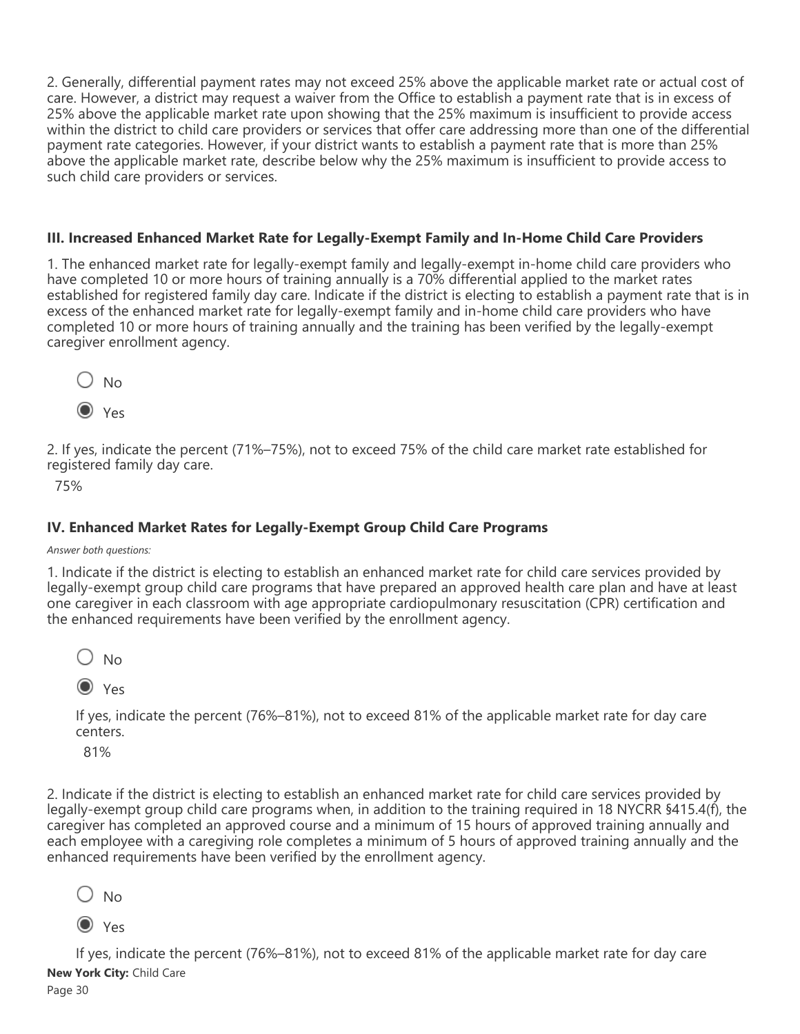2. Generally, differential payment rates may not exceed 25% above the applicable market rate or actual cost of care. However, a district may request a waiver from the Office to establish a payment rate that is in excess of 25% above the applicable market rate upon showing that the 25% maximum is insufficient to provide access within the district to child care providers or services that offer care addressing more than one of the differential payment rate categories. However, if your district wants to establish a payment rate that is more than 25% above the applicable market rate, describe below why the 25% maximum is insufficient to provide access to such child care providers or services.

### III. Increased Enhanced Market Rate for Legally-Exempt Family and In-Home Child Care Providers

1. The enhanced market rate for legally-exempt family and legally-exempt in-home child care providers who have completed 10 or more hours of training annually is a 70% differential applied to the market rates established for registered family day care. Indicate if the district is electing to establish a payment rate that is in excess of the enhanced market rate for legally-exempt family and in-home child care providers who have completed 10 or more hours of training annually and the training has been verified by the legally-exempt caregiver enrollment agency.

- ○ No
- ◉ Yes

2. If yes, indicate the percent (71%–75%), not to exceed 75% of the child care market rate established for registered family day care.

75%

### IV. Enhanced Market Rates for Legally-Exempt Group Child Care Programs

*Answer both questions:*

1. Indicate if the district is electing to establish an enhanced market rate for child care services provided by legally-exempt group child care programs that have prepared an approved health care plan and have at least one caregiver in each classroom with age appropriate cardiopulmonary resuscitation (CPR) certification and the enhanced requirements have been verified by the enrollment agency.

- ○ No
- ◉ Yes

If yes, indicate the percent (76%–81%), not to exceed 81% of the applicable market rate for day care centers.

81%

2. Indicate if the district is electing to establish an enhanced market rate for child care services provided by legally-exempt group child care programs when, in addition to the training required in 18 NYCRR §415.4(f), the caregiver has completed an approved course and a minimum of 15 hours of approved training annually and each employee with a caregiving role completes a minimum of 5 hours of approved training annually and the enhanced requirements have been verified by the enrollment agency.

- ○ No
- ◉ Yes

If yes, indicate the percent (76%–81%), not to exceed 81% of the applicable market rate for day care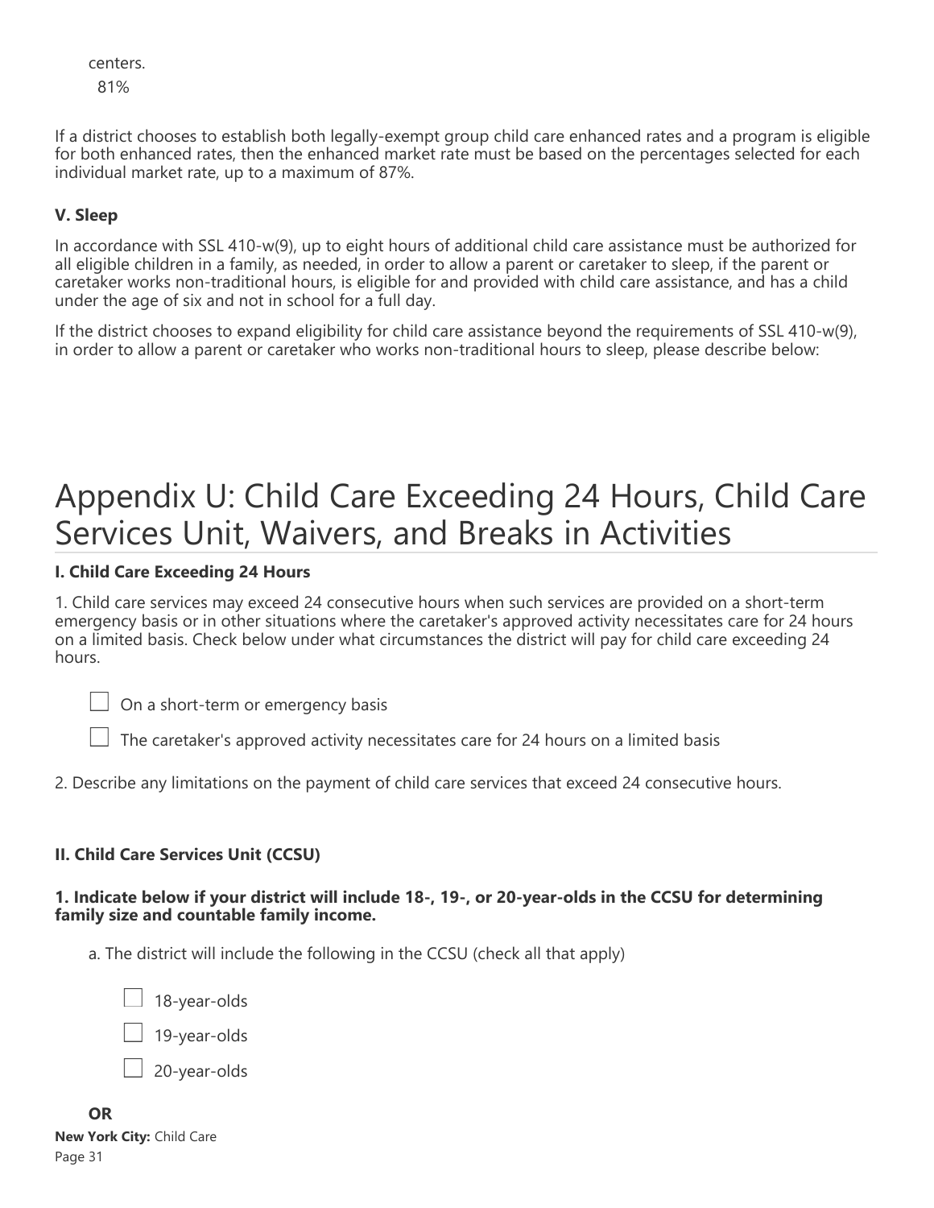centers.

81%

If a district chooses to establish both legally-exempt group child care enhanced rates and a program is eligible for both enhanced rates, then the enhanced market rate must be based on the percentages selected for each individual market rate, up to a maximum of 87%.

### V. Sleep

In accordance with SSL 410-w(9), up to eight hours of additional child care assistance must be authorized for all eligible children in a family, as needed, in order to allow a parent or caretaker to sleep, if the parent or caretaker works non-traditional hours, is eligible for and provided with child care assistance, and has a child under the age of six and not in school for a full day.

If the district chooses to expand eligibility for child care assistance beyond the requirements of SSL 410-w(9), in order to allow a parent or caretaker who works non-traditional hours to sleep, please describe below:

# Appendix U: Child Care Exceeding 24 Hours, Child Care Services Unit, Waivers, and Breaks in Activities

### I. Child Care Exceeding 24 Hours

1. Child care services may exceed 24 consecutive hours when such services are provided on a short-term emergency basis or in other situations where the caretaker's approved activity necessitates care for 24 hours on a limited basis. Check below under what circumstances the district will pay for child care exceeding 24 hours.

- ☐ On a short-term or emergency basis
- ☐ The caretaker's approved activity necessitates care for 24 hours on a limited basis

2. Describe any limitations on the payment of child care services that exceed 24 consecutive hours.

### II. Child Care Services Unit (CCSU)

**1. Indicate below if your district will include 18-, 19-, or 20-year-olds in the CCSU for determining family size and countable family income.**

a. The district will include the following in the CCSU (check all that apply)

- ☐ 18-year-olds
- ☐ 19-year-olds
- ☐ 20-year-olds

**OR**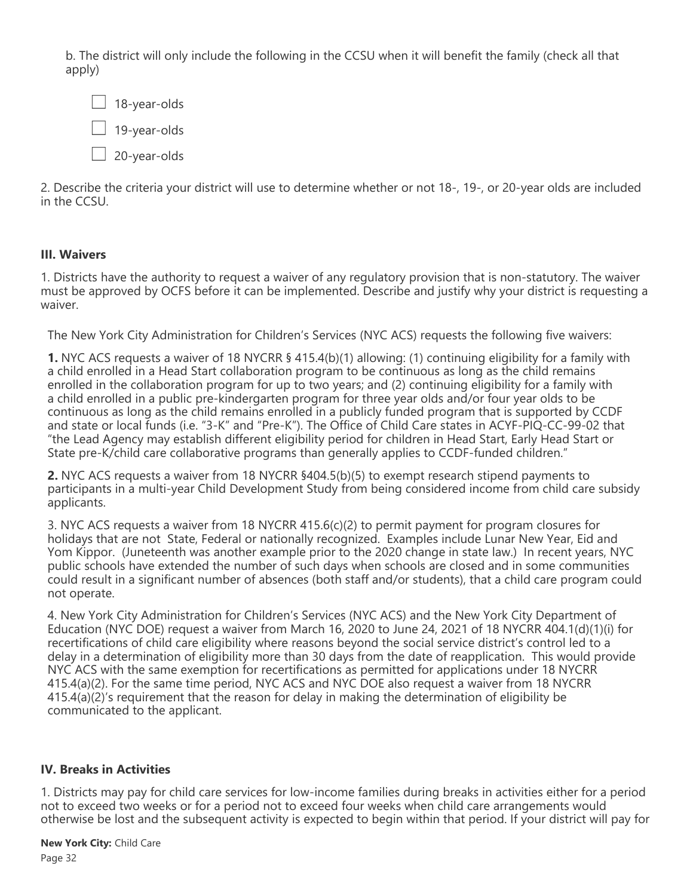b. The district will only include the following in the CCSU when it will benefit the family (check all that apply)

- ☐ 18-year-olds
- ☐ 19-year-olds
- ☐ 20-year-olds

2. Describe the criteria your district will use to determine whether or not 18-, 19-, or 20-year olds are included in the CCSU.

### III. Waivers

1. Districts have the authority to request a waiver of any regulatory provision that is non-statutory. The waiver must be approved by OCFS before it can be implemented. Describe and justify why your district is requesting a waiver.

The New York City Administration for Children's Services (NYC ACS) requests the following five waivers:

**1.** NYC ACS requests a waiver of 18 NYCRR § 415.4(b)(1) allowing: (1) continuing eligibility for a family with a child enrolled in a Head Start collaboration program to be continuous as long as the child remains enrolled in the collaboration program for up to two years; and (2) continuing eligibility for a family with a child enrolled in a public pre-kindergarten program for three year olds and/or four year olds to be continuous as long as the child remains enrolled in a publicly funded program that is supported by CCDF and state or local funds (i.e. "3-K" and "Pre-K"). The Office of Child Care states in ACYF-PIQ-CC-99-02 that "the Lead Agency may establish different eligibility period for children in Head Start, Early Head Start or State pre-K/child care collaborative programs than generally applies to CCDF-funded children."

**2.** NYC ACS requests a waiver from 18 NYCRR §404.5(b)(5) to exempt research stipend payments to participants in a multi-year Child Development Study from being considered income from child care subsidy applicants.

3. NYC ACS requests a waiver from 18 NYCRR 415.6(c)(2) to permit payment for program closures for holidays that are not State, Federal or nationally recognized. Examples include Lunar New Year, Eid and Yom Kippor. (Juneteenth was another example prior to the 2020 change in state law.) In recent years, NYC public schools have extended the number of such days when schools are closed and in some communities could result in a significant number of absences (both staff and/or students), that a child care program could not operate.

4. New York City Administration for Children's Services (NYC ACS) and the New York City Department of Education (NYC DOE) request a waiver from March 16, 2020 to June 24, 2021 of 18 NYCRR 404.1(d)(1)(i) for recertifications of child care eligibility where reasons beyond the social service district's control led to a delay in a determination of eligibility more than 30 days from the date of reapplication. This would provide NYC ACS with the same exemption for recertifications as permitted for applications under 18 NYCRR 415.4(a)(2). For the same time period, NYC ACS and NYC DOE also request a waiver from 18 NYCRR 415.4(a)(2)'s requirement that the reason for delay in making the determination of eligibility be communicated to the applicant.

### IV. Breaks in Activities

1. Districts may pay for child care services for low-income families during breaks in activities either for a period not to exceed two weeks or for a period not to exceed four weeks when child care arrangements would otherwise be lost and the subsequent activity is expected to begin within that period. If your district will pay for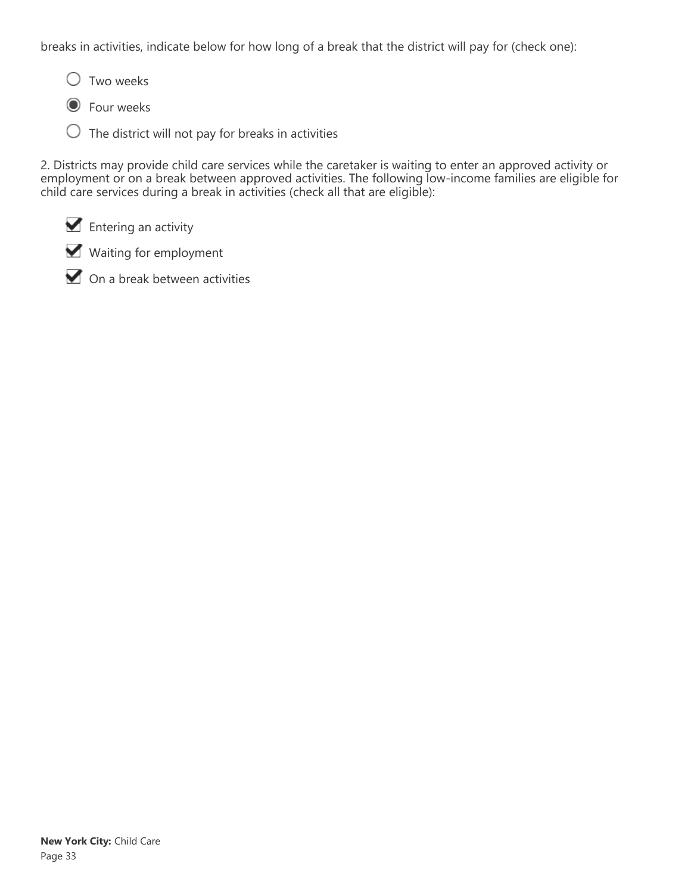breaks in activities, indicate below for how long of a break that the district will pay for (check one):

- ○ Two weeks
- ◉ Four weeks
- ○ The district will not pay for breaks in activities

2. Districts may provide child care services while the caretaker is waiting to enter an approved activity or employment or on a break between approved activities. The following low-income families are eligible for child care services during a break in activities (check all that are eligible):

- [x] Entering an activity
- [x] Waiting for employment
- [x] On a break between activities